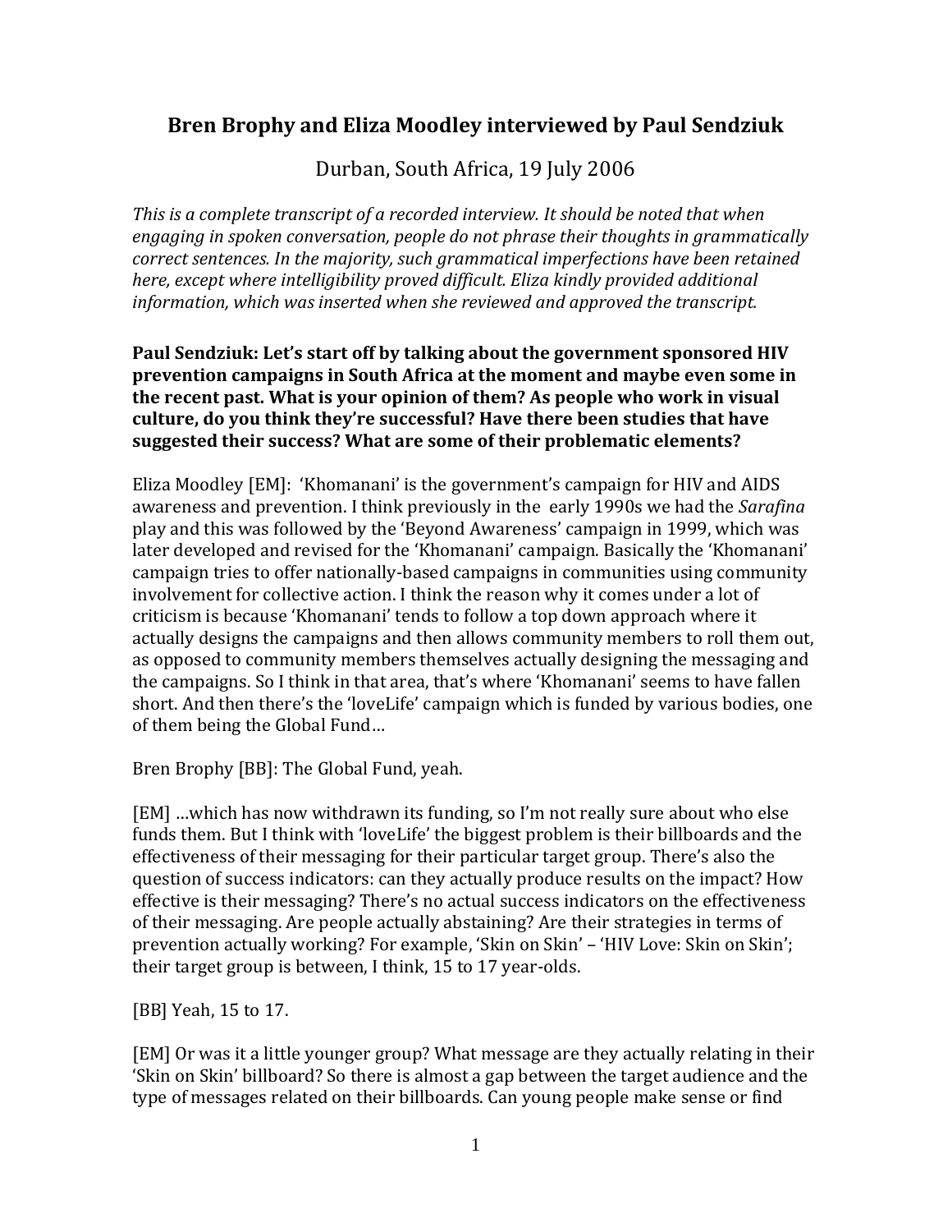# Bren Brophy and Eliza Moodley interviewed by Paul Sendziuk

Durban, South Africa, 19 July 2006

*This is a complete transcript of a recorded interview. It should be noted that when engaging in spoken conversation, people do not phrase their thoughts in grammatically correct sentences. In the majority, such grammatical imperfections have been retained here, except where intelligibility proved difficult. Eliza kindly provided additional information, which was inserted when she reviewed and approved the transcript.*

**Paul Sendziuk: Let's start off by talking about the government sponsored HIV prevention campaigns in South Africa at the moment and maybe even some in the recent past. What is your opinion of them? As people who work in visual culture, do you think they're successful? Have there been studies that have suggested their success? What are some of their problematic elements?**

Eliza Moodley [EM]: 'Khomanani' is the government's campaign for HIV and AIDS awareness and prevention. I think previously in the early 1990s we had the *Sarafina* play and this was followed by the 'Beyond Awareness' campaign in 1999, which was later developed and revised for the 'Khomanani' campaign. Basically the 'Khomanani' campaign tries to offer nationally-based campaigns in communities using community involvement for collective action. I think the reason why it comes under a lot of criticism is because 'Khomanani' tends to follow a top down approach where it actually designs the campaigns and then allows community members to roll them out, as opposed to community members themselves actually designing the messaging and the campaigns. So I think in that area, that's where 'Khomanani' seems to have fallen short. And then there's the 'loveLife' campaign which is funded by various bodies, one of them being the Global Fund…

Bren Brophy [BB]: The Global Fund, yeah.

[EM] …which has now withdrawn its funding, so I'm not really sure about who else funds them. But I think with 'loveLife' the biggest problem is their billboards and the effectiveness of their messaging for their particular target group. There's also the question of success indicators: can they actually produce results on the impact? How effective is their messaging? There's no actual success indicators on the effectiveness of their messaging. Are people actually abstaining? Are their strategies in terms of prevention actually working? For example, 'Skin on Skin' – 'HIV Love: Skin on Skin'; their target group is between, I think, 15 to 17 year-olds.

[BB] Yeah, 15 to 17.

[EM] Or was it a little younger group? What message are they actually relating in their 'Skin on Skin' billboard? So there is almost a gap between the target audience and the type of messages related on their billboards. Can young people make sense or find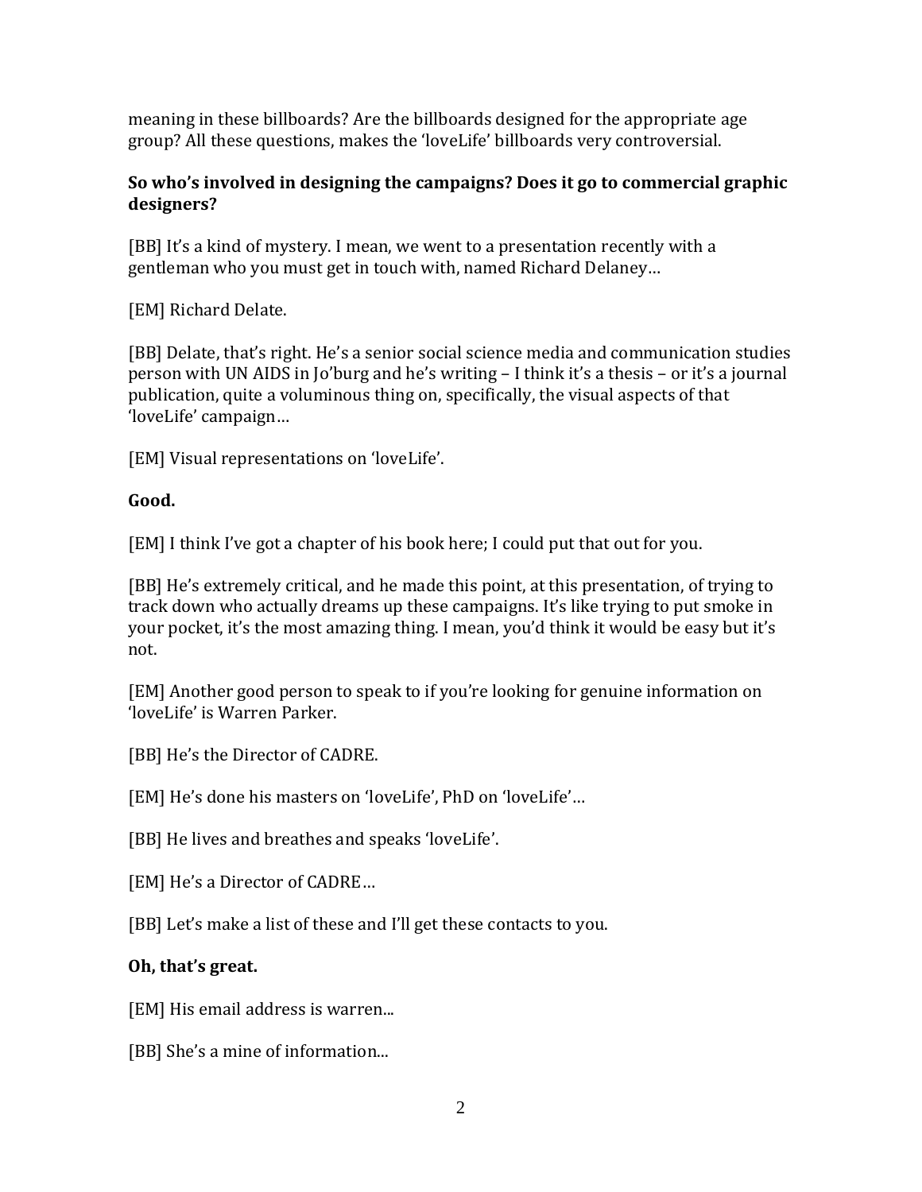meaning in these billboards? Are the billboards designed for the appropriate age group? All these questions, makes the 'loveLife' billboards very controversial.

**So who's involved in designing the campaigns? Does it go to commercial graphic designers?**

[BB] It's a kind of mystery. I mean, we went to a presentation recently with a gentleman who you must get in touch with, named Richard Delaney…

[EM] Richard Delate.

[BB] Delate, that's right. He's a senior social science media and communication studies person with UN AIDS in Jo'burg and he's writing – I think it's a thesis – or it's a journal publication, quite a voluminous thing on, specifically, the visual aspects of that 'loveLife' campaign…

[EM] Visual representations on 'loveLife'.

**Good.**

[EM] I think I've got a chapter of his book here; I could put that out for you.

[BB] He's extremely critical, and he made this point, at this presentation, of trying to track down who actually dreams up these campaigns. It's like trying to put smoke in your pocket, it's the most amazing thing. I mean, you'd think it would be easy but it's not.

[EM] Another good person to speak to if you're looking for genuine information on 'loveLife' is Warren Parker.

[BB] He's the Director of CADRE.

[EM] He's done his masters on 'loveLife', PhD on 'loveLife'…

[BB] He lives and breathes and speaks 'loveLife'.

[EM] He's a Director of CADRE…

[BB] Let's make a list of these and I'll get these contacts to you.

**Oh, that's great.**

[EM] His email address is warren...

[BB] She's a mine of information...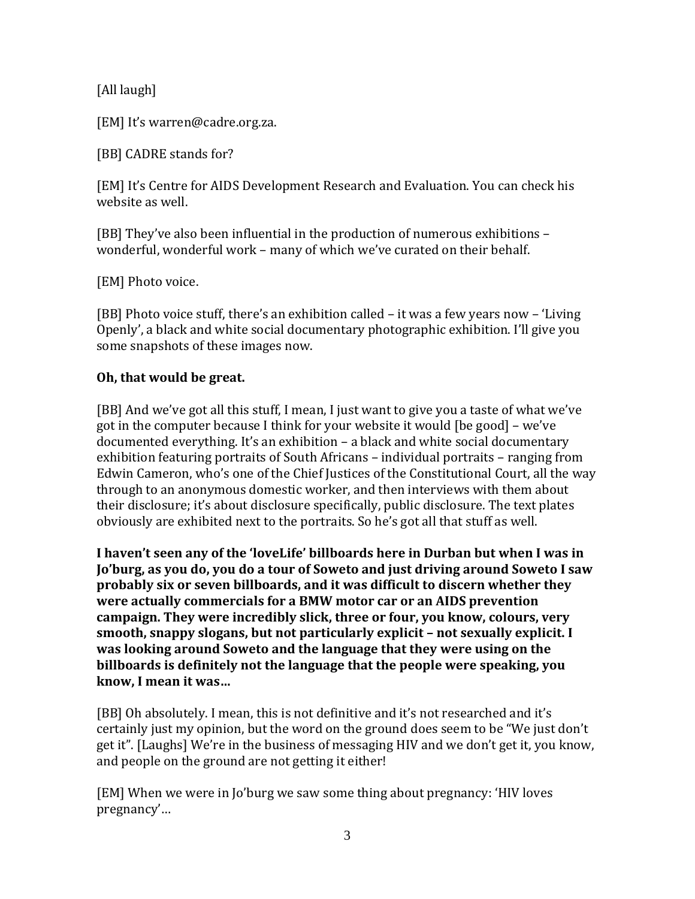[All laugh]

[EM] It's warren@cadre.org.za.

[BB] CADRE stands for?

[EM] It's Centre for AIDS Development Research and Evaluation. You can check his website as well.

[BB] They've also been influential in the production of numerous exhibitions – wonderful, wonderful work – many of which we've curated on their behalf.

[EM] Photo voice.

[BB] Photo voice stuff, there's an exhibition called – it was a few years now – 'Living Openly', a black and white social documentary photographic exhibition. I'll give you some snapshots of these images now.

**Oh, that would be great.**

[BB] And we've got all this stuff, I mean, I just want to give you a taste of what we've got in the computer because I think for your website it would [be good] – we've documented everything. It's an exhibition – a black and white social documentary exhibition featuring portraits of South Africans – individual portraits – ranging from Edwin Cameron, who's one of the Chief Justices of the Constitutional Court, all the way through to an anonymous domestic worker, and then interviews with them about their disclosure; it's about disclosure specifically, public disclosure. The text plates obviously are exhibited next to the portraits. So he's got all that stuff as well.

**I haven't seen any of the 'loveLife' billboards here in Durban but when I was in Jo'burg, as you do, you do a tour of Soweto and just driving around Soweto I saw probably six or seven billboards, and it was difficult to discern whether they were actually commercials for a BMW motor car or an AIDS prevention campaign. They were incredibly slick, three or four, you know, colours, very smooth, snappy slogans, but not particularly explicit – not sexually explicit. I was looking around Soweto and the language that they were using on the billboards is definitely not the language that the people were speaking, you know, I mean it was…**

[BB] Oh absolutely. I mean, this is not definitive and it's not researched and it's certainly just my opinion, but the word on the ground does seem to be "We just don't get it". [Laughs] We're in the business of messaging HIV and we don't get it, you know, and people on the ground are not getting it either!

[EM] When we were in Jo'burg we saw some thing about pregnancy: 'HIV loves pregnancy'…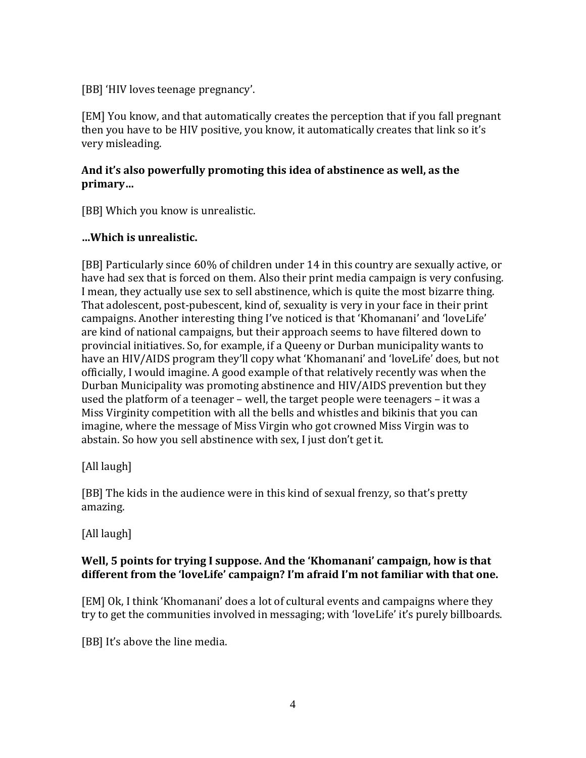[BB] 'HIV loves teenage pregnancy'.

[EM] You know, and that automatically creates the perception that if you fall pregnant then you have to be HIV positive, you know, it automatically creates that link so it's very misleading.

**And it's also powerfully promoting this idea of abstinence as well, as the primary…**

[BB] Which you know is unrealistic.

**…Which is unrealistic.**

[BB] Particularly since 60% of children under 14 in this country are sexually active, or have had sex that is forced on them. Also their print media campaign is very confusing. I mean, they actually use sex to sell abstinence, which is quite the most bizarre thing. That adolescent, post-pubescent, kind of, sexuality is very in your face in their print campaigns. Another interesting thing I've noticed is that 'Khomanani' and 'loveLife' are kind of national campaigns, but their approach seems to have filtered down to provincial initiatives. So, for example, if a Queeny or Durban municipality wants to have an HIV/AIDS program they'll copy what 'Khomanani' and 'loveLife' does, but not officially, I would imagine. A good example of that relatively recently was when the Durban Municipality was promoting abstinence and HIV/AIDS prevention but they used the platform of a teenager – well, the target people were teenagers – it was a Miss Virginity competition with all the bells and whistles and bikinis that you can imagine, where the message of Miss Virgin who got crowned Miss Virgin was to abstain. So how you sell abstinence with sex, I just don't get it.

[All laugh]

[BB] The kids in the audience were in this kind of sexual frenzy, so that's pretty amazing.

[All laugh]

**Well, 5 points for trying I suppose. And the 'Khomanani' campaign, how is that different from the 'loveLife' campaign? I'm afraid I'm not familiar with that one.**

[EM] Ok, I think 'Khomanani' does a lot of cultural events and campaigns where they try to get the communities involved in messaging; with 'loveLife' it's purely billboards.

[BB] It's above the line media.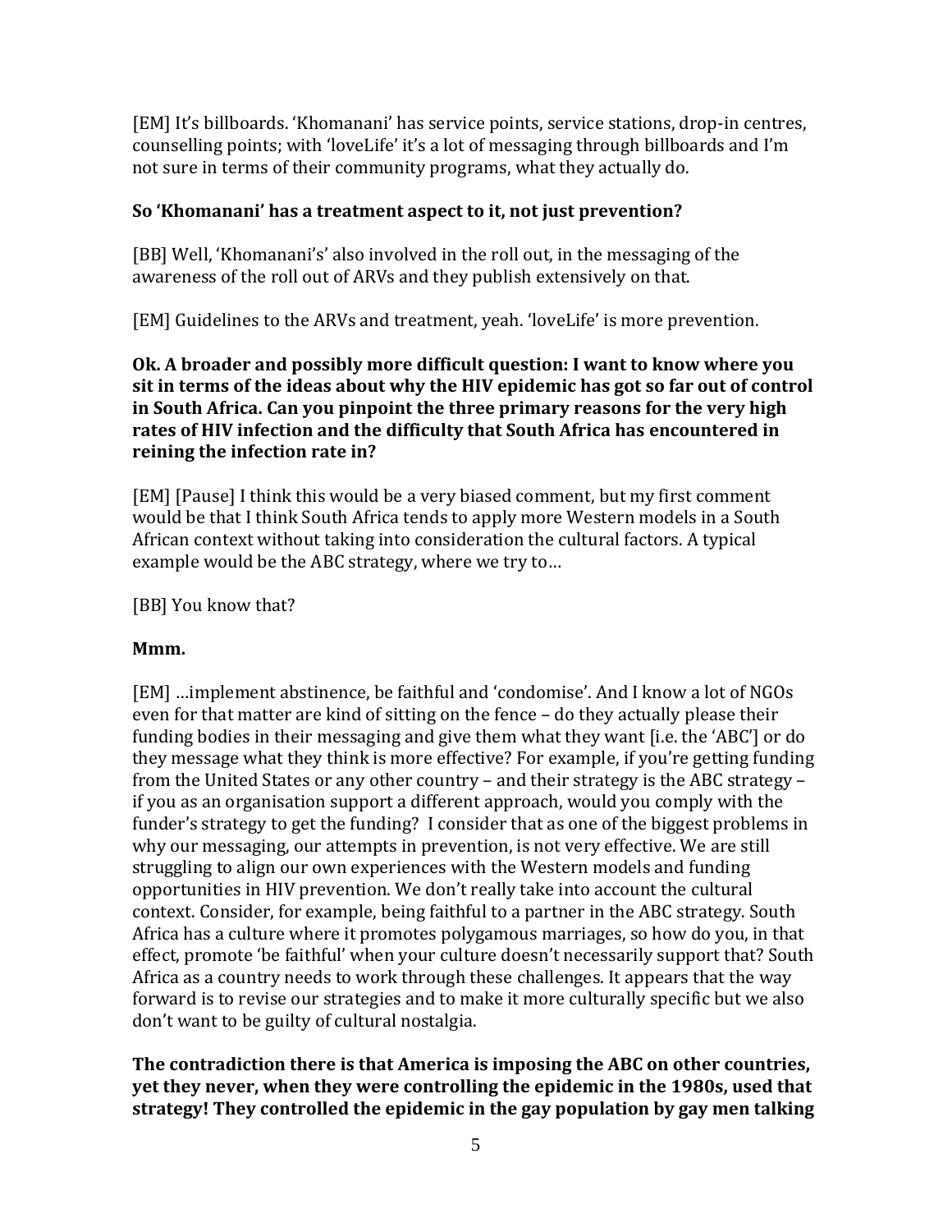[EM] It's billboards. 'Khomanani' has service points, service stations, drop-in centres, counselling points; with 'loveLife' it's a lot of messaging through billboards and I'm not sure in terms of their community programs, what they actually do.

**So 'Khomanani' has a treatment aspect to it, not just prevention?**

[BB] Well, 'Khomanani's' also involved in the roll out, in the messaging of the awareness of the roll out of ARVs and they publish extensively on that.

[EM] Guidelines to the ARVs and treatment, yeah. 'loveLife' is more prevention.

**Ok. A broader and possibly more difficult question: I want to know where you sit in terms of the ideas about why the HIV epidemic has got so far out of control in South Africa. Can you pinpoint the three primary reasons for the very high rates of HIV infection and the difficulty that South Africa has encountered in reining the infection rate in?**

[EM] [Pause] I think this would be a very biased comment, but my first comment would be that I think South Africa tends to apply more Western models in a South African context without taking into consideration the cultural factors. A typical example would be the ABC strategy, where we try to…

[BB] You know that?

**Mmm.**

[EM] …implement abstinence, be faithful and 'condomise'. And I know a lot of NGOs even for that matter are kind of sitting on the fence – do they actually please their funding bodies in their messaging and give them what they want [i.e. the 'ABC'] or do they message what they think is more effective? For example, if you're getting funding from the United States or any other country – and their strategy is the ABC strategy – if you as an organisation support a different approach, would you comply with the funder's strategy to get the funding? I consider that as one of the biggest problems in why our messaging, our attempts in prevention, is not very effective. We are still struggling to align our own experiences with the Western models and funding opportunities in HIV prevention. We don't really take into account the cultural context. Consider, for example, being faithful to a partner in the ABC strategy. South Africa has a culture where it promotes polygamous marriages, so how do you, in that effect, promote 'be faithful' when your culture doesn't necessarily support that? South Africa as a country needs to work through these challenges. It appears that the way forward is to revise our strategies and to make it more culturally specific but we also don't want to be guilty of cultural nostalgia.

**The contradiction there is that America is imposing the ABC on other countries, yet they never, when they were controlling the epidemic in the 1980s, used that strategy! They controlled the epidemic in the gay population by gay men talking**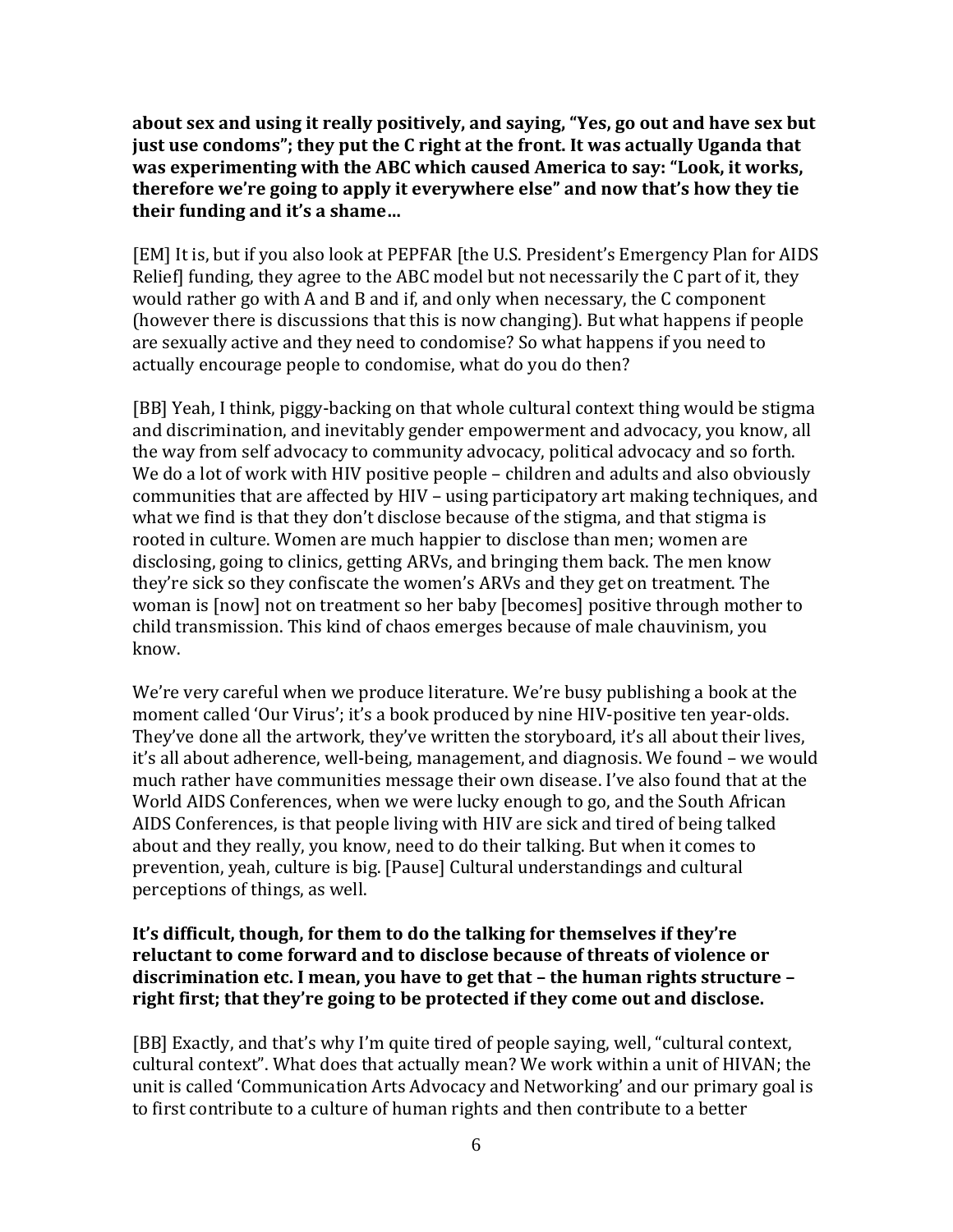**about sex and using it really positively, and saying, "Yes, go out and have sex but just use condoms"; they put the C right at the front. It was actually Uganda that was experimenting with the ABC which caused America to say: "Look, it works, therefore we're going to apply it everywhere else" and now that's how they tie their funding and it's a shame…**

[EM] It is, but if you also look at PEPFAR [the U.S. President's Emergency Plan for AIDS Relief] funding, they agree to the ABC model but not necessarily the C part of it, they would rather go with A and B and if, and only when necessary, the C component (however there is discussions that this is now changing). But what happens if people are sexually active and they need to condomise? So what happens if you need to actually encourage people to condomise, what do you do then?

[BB] Yeah, I think, piggy-backing on that whole cultural context thing would be stigma and discrimination, and inevitably gender empowerment and advocacy, you know, all the way from self advocacy to community advocacy, political advocacy and so forth. We do a lot of work with HIV positive people – children and adults and also obviously communities that are affected by HIV – using participatory art making techniques, and what we find is that they don't disclose because of the stigma, and that stigma is rooted in culture. Women are much happier to disclose than men; women are disclosing, going to clinics, getting ARVs, and bringing them back. The men know they're sick so they confiscate the women's ARVs and they get on treatment. The woman is [now] not on treatment so her baby [becomes] positive through mother to child transmission. This kind of chaos emerges because of male chauvinism, you know.

We're very careful when we produce literature. We're busy publishing a book at the moment called 'Our Virus'; it's a book produced by nine HIV-positive ten year-olds. They've done all the artwork, they've written the storyboard, it's all about their lives, it's all about adherence, well-being, management, and diagnosis. We found – we would much rather have communities message their own disease. I've also found that at the World AIDS Conferences, when we were lucky enough to go, and the South African AIDS Conferences, is that people living with HIV are sick and tired of being talked about and they really, you know, need to do their talking. But when it comes to prevention, yeah, culture is big. [Pause] Cultural understandings and cultural perceptions of things, as well.

**It's difficult, though, for them to do the talking for themselves if they're reluctant to come forward and to disclose because of threats of violence or discrimination etc. I mean, you have to get that – the human rights structure – right first; that they're going to be protected if they come out and disclose.**

[BB] Exactly, and that's why I'm quite tired of people saying, well, "cultural context, cultural context". What does that actually mean? We work within a unit of HIVAN; the unit is called 'Communication Arts Advocacy and Networking' and our primary goal is to first contribute to a culture of human rights and then contribute to a better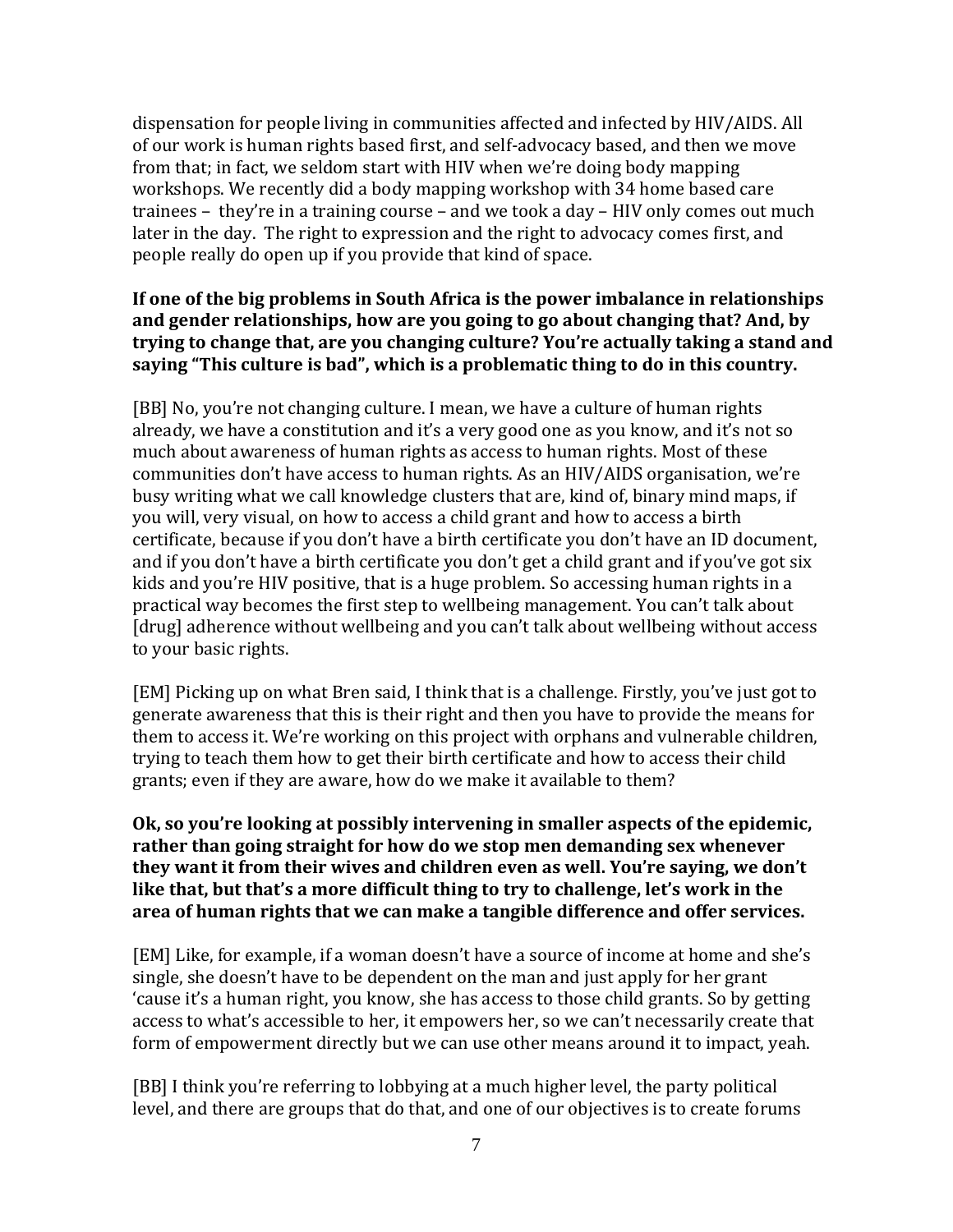dispensation for people living in communities affected and infected by HIV/AIDS. All of our work is human rights based first, and self-advocacy based, and then we move from that; in fact, we seldom start with HIV when we're doing body mapping workshops. We recently did a body mapping workshop with 34 home based care trainees – they're in a training course – and we took a day – HIV only comes out much later in the day. The right to expression and the right to advocacy comes first, and people really do open up if you provide that kind of space.

**If one of the big problems in South Africa is the power imbalance in relationships and gender relationships, how are you going to go about changing that? And, by trying to change that, are you changing culture? You're actually taking a stand and saying "This culture is bad", which is a problematic thing to do in this country.**

[BB] No, you're not changing culture. I mean, we have a culture of human rights already, we have a constitution and it's a very good one as you know, and it's not so much about awareness of human rights as access to human rights. Most of these communities don't have access to human rights. As an HIV/AIDS organisation, we're busy writing what we call knowledge clusters that are, kind of, binary mind maps, if you will, very visual, on how to access a child grant and how to access a birth certificate, because if you don't have a birth certificate you don't have an ID document, and if you don't have a birth certificate you don't get a child grant and if you've got six kids and you're HIV positive, that is a huge problem. So accessing human rights in a practical way becomes the first step to wellbeing management. You can't talk about [drug] adherence without wellbeing and you can't talk about wellbeing without access to your basic rights.

[EM] Picking up on what Bren said, I think that is a challenge. Firstly, you've just got to generate awareness that this is their right and then you have to provide the means for them to access it. We're working on this project with orphans and vulnerable children, trying to teach them how to get their birth certificate and how to access their child grants; even if they are aware, how do we make it available to them?

**Ok, so you're looking at possibly intervening in smaller aspects of the epidemic, rather than going straight for how do we stop men demanding sex whenever they want it from their wives and children even as well. You're saying, we don't like that, but that's a more difficult thing to try to challenge, let's work in the area of human rights that we can make a tangible difference and offer services.**

[EM] Like, for example, if a woman doesn't have a source of income at home and she's single, she doesn't have to be dependent on the man and just apply for her grant 'cause it's a human right, you know, she has access to those child grants. So by getting access to what's accessible to her, it empowers her, so we can't necessarily create that form of empowerment directly but we can use other means around it to impact, yeah.

[BB] I think you're referring to lobbying at a much higher level, the party political level, and there are groups that do that, and one of our objectives is to create forums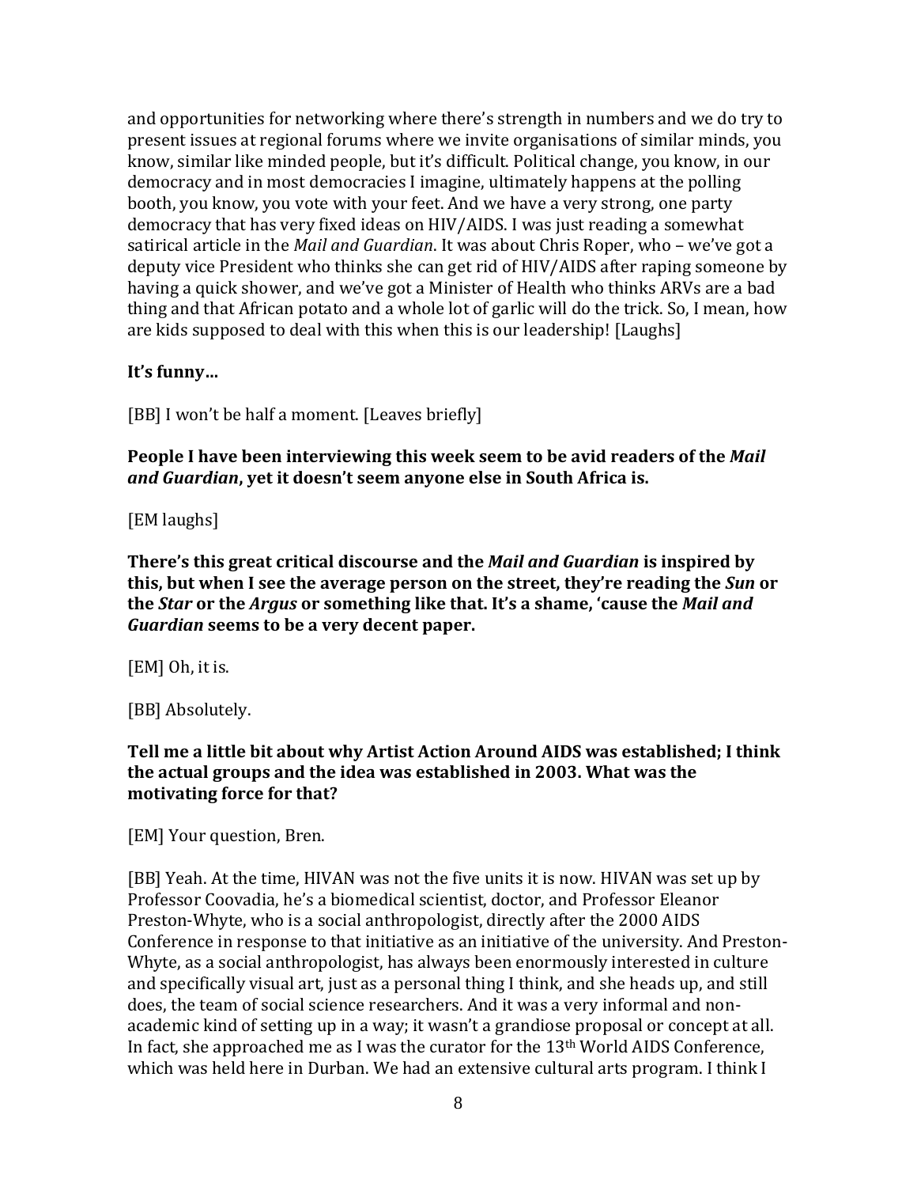and opportunities for networking where there's strength in numbers and we do try to present issues at regional forums where we invite organisations of similar minds, you know, similar like minded people, but it's difficult. Political change, you know, in our democracy and in most democracies I imagine, ultimately happens at the polling booth, you know, you vote with your feet. And we have a very strong, one party democracy that has very fixed ideas on HIV/AIDS. I was just reading a somewhat satirical article in the *Mail and Guardian*. It was about Chris Roper, who – we've got a deputy vice President who thinks she can get rid of HIV/AIDS after raping someone by having a quick shower, and we've got a Minister of Health who thinks ARVs are a bad thing and that African potato and a whole lot of garlic will do the trick. So, I mean, how are kids supposed to deal with this when this is our leadership! [Laughs]

**It's funny…**

[BB] I won't be half a moment. [Leaves briefly]

**People I have been interviewing this week seem to be avid readers of the *Mail and Guardian*, yet it doesn't seem anyone else in South Africa is.**

[EM laughs]

**There's this great critical discourse and the *Mail and Guardian* is inspired by this, but when I see the average person on the street, they're reading the *Sun* or the *Star* or the *Argus* or something like that. It's a shame, 'cause the *Mail and Guardian* seems to be a very decent paper.**

[EM] Oh, it is.

[BB] Absolutely.

**Tell me a little bit about why Artist Action Around AIDS was established; I think the actual groups and the idea was established in 2003. What was the motivating force for that?**

[EM] Your question, Bren.

[BB] Yeah. At the time, HIVAN was not the five units it is now. HIVAN was set up by Professor Coovadia, he's a biomedical scientist, doctor, and Professor Eleanor Preston-Whyte, who is a social anthropologist, directly after the 2000 AIDS Conference in response to that initiative as an initiative of the university. And Preston-Whyte, as a social anthropologist, has always been enormously interested in culture and specifically visual art, just as a personal thing I think, and she heads up, and still does, the team of social science researchers. And it was a very informal and non-academic kind of setting up in a way; it wasn't a grandiose proposal or concept at all. In fact, she approached me as I was the curator for the 13th World AIDS Conference, which was held here in Durban. We had an extensive cultural arts program. I think I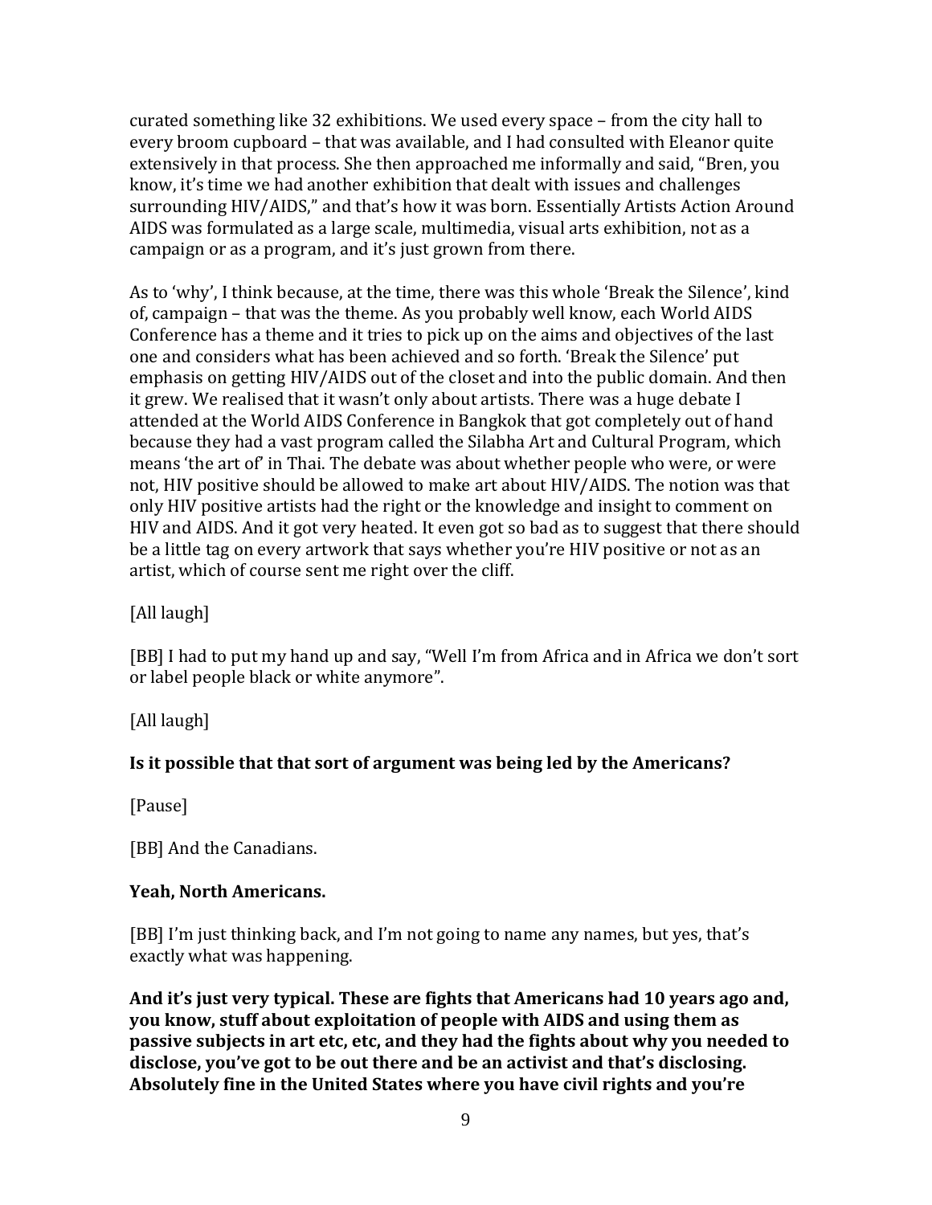curated something like 32 exhibitions. We used every space – from the city hall to every broom cupboard – that was available, and I had consulted with Eleanor quite extensively in that process. She then approached me informally and said, "Bren, you know, it's time we had another exhibition that dealt with issues and challenges surrounding HIV/AIDS," and that's how it was born. Essentially Artists Action Around AIDS was formulated as a large scale, multimedia, visual arts exhibition, not as a campaign or as a program, and it's just grown from there.

As to 'why', I think because, at the time, there was this whole 'Break the Silence', kind of, campaign – that was the theme. As you probably well know, each World AIDS Conference has a theme and it tries to pick up on the aims and objectives of the last one and considers what has been achieved and so forth. 'Break the Silence' put emphasis on getting HIV/AIDS out of the closet and into the public domain. And then it grew. We realised that it wasn't only about artists. There was a huge debate I attended at the World AIDS Conference in Bangkok that got completely out of hand because they had a vast program called the Silabha Art and Cultural Program, which means 'the art of' in Thai. The debate was about whether people who were, or were not, HIV positive should be allowed to make art about HIV/AIDS. The notion was that only HIV positive artists had the right or the knowledge and insight to comment on HIV and AIDS. And it got very heated. It even got so bad as to suggest that there should be a little tag on every artwork that says whether you're HIV positive or not as an artist, which of course sent me right over the cliff.

[All laugh]

[BB] I had to put my hand up and say, "Well I'm from Africa and in Africa we don't sort or label people black or white anymore".

[All laugh]

**Is it possible that that sort of argument was being led by the Americans?**

[Pause]

[BB] And the Canadians.

**Yeah, North Americans.**

[BB] I'm just thinking back, and I'm not going to name any names, but yes, that's exactly what was happening.

**And it's just very typical. These are fights that Americans had 10 years ago and, you know, stuff about exploitation of people with AIDS and using them as passive subjects in art etc, etc, and they had the fights about why you needed to disclose, you've got to be out there and be an activist and that's disclosing. Absolutely fine in the United States where you have civil rights and you're**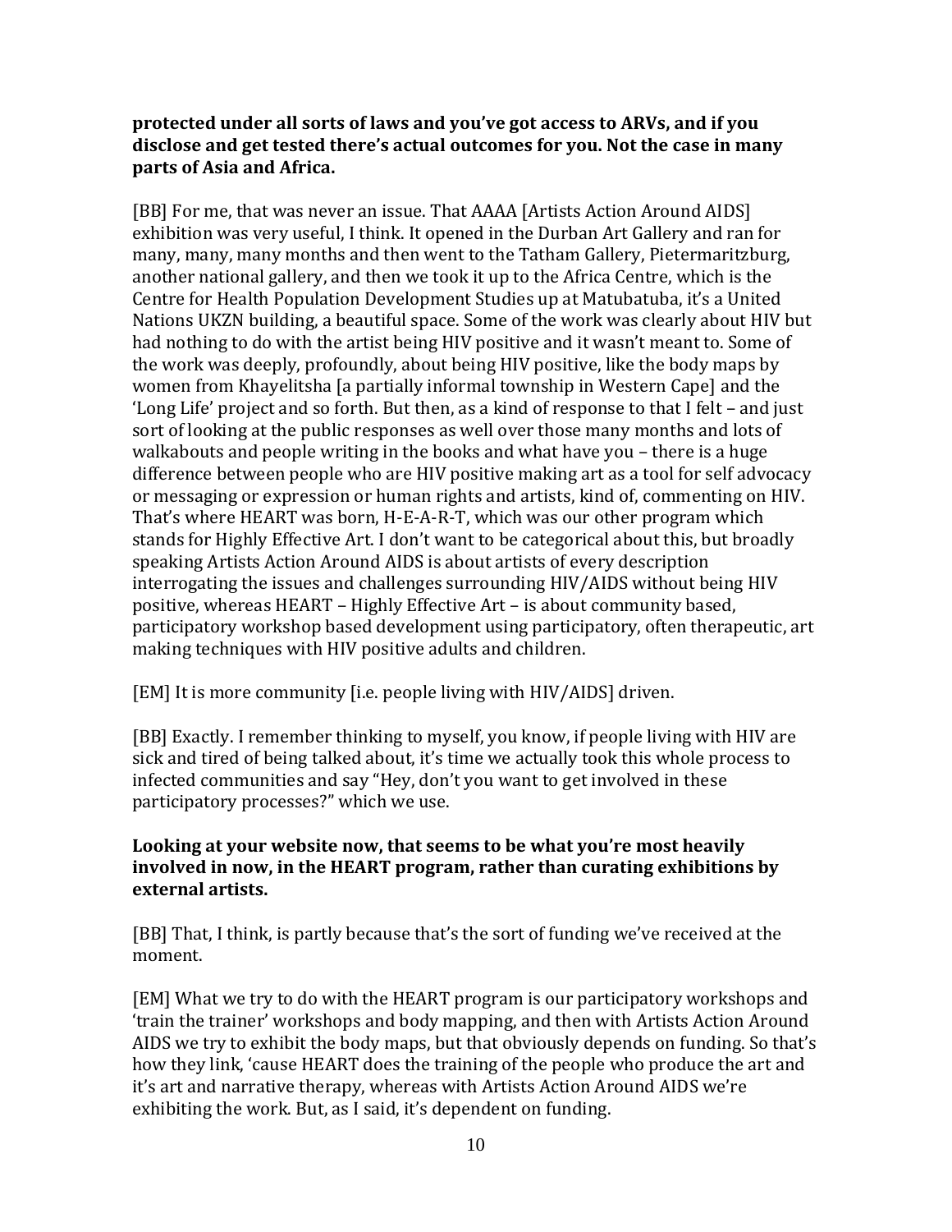**protected under all sorts of laws and you've got access to ARVs, and if you disclose and get tested there's actual outcomes for you. Not the case in many parts of Asia and Africa.**

[BB] For me, that was never an issue. That AAAA [Artists Action Around AIDS] exhibition was very useful, I think. It opened in the Durban Art Gallery and ran for many, many, many months and then went to the Tatham Gallery, Pietermaritzburg, another national gallery, and then we took it up to the Africa Centre, which is the Centre for Health Population Development Studies up at Matubatuba, it's a United Nations UKZN building, a beautiful space. Some of the work was clearly about HIV but had nothing to do with the artist being HIV positive and it wasn't meant to. Some of the work was deeply, profoundly, about being HIV positive, like the body maps by women from Khayelitsha [a partially informal township in Western Cape] and the 'Long Life' project and so forth. But then, as a kind of response to that I felt – and just sort of looking at the public responses as well over those many months and lots of walkabouts and people writing in the books and what have you – there is a huge difference between people who are HIV positive making art as a tool for self advocacy or messaging or expression or human rights and artists, kind of, commenting on HIV. That's where HEART was born, H-E-A-R-T, which was our other program which stands for Highly Effective Art. I don't want to be categorical about this, but broadly speaking Artists Action Around AIDS is about artists of every description interrogating the issues and challenges surrounding HIV/AIDS without being HIV positive, whereas HEART – Highly Effective Art – is about community based, participatory workshop based development using participatory, often therapeutic, art making techniques with HIV positive adults and children.

[EM] It is more community [i.e. people living with HIV/AIDS] driven.

[BB] Exactly. I remember thinking to myself, you know, if people living with HIV are sick and tired of being talked about, it's time we actually took this whole process to infected communities and say "Hey, don't you want to get involved in these participatory processes?" which we use.

**Looking at your website now, that seems to be what you're most heavily involved in now, in the HEART program, rather than curating exhibitions by external artists.**

[BB] That, I think, is partly because that's the sort of funding we've received at the moment.

[EM] What we try to do with the HEART program is our participatory workshops and 'train the trainer' workshops and body mapping, and then with Artists Action Around AIDS we try to exhibit the body maps, but that obviously depends on funding. So that's how they link, 'cause HEART does the training of the people who produce the art and it's art and narrative therapy, whereas with Artists Action Around AIDS we're exhibiting the work. But, as I said, it's dependent on funding.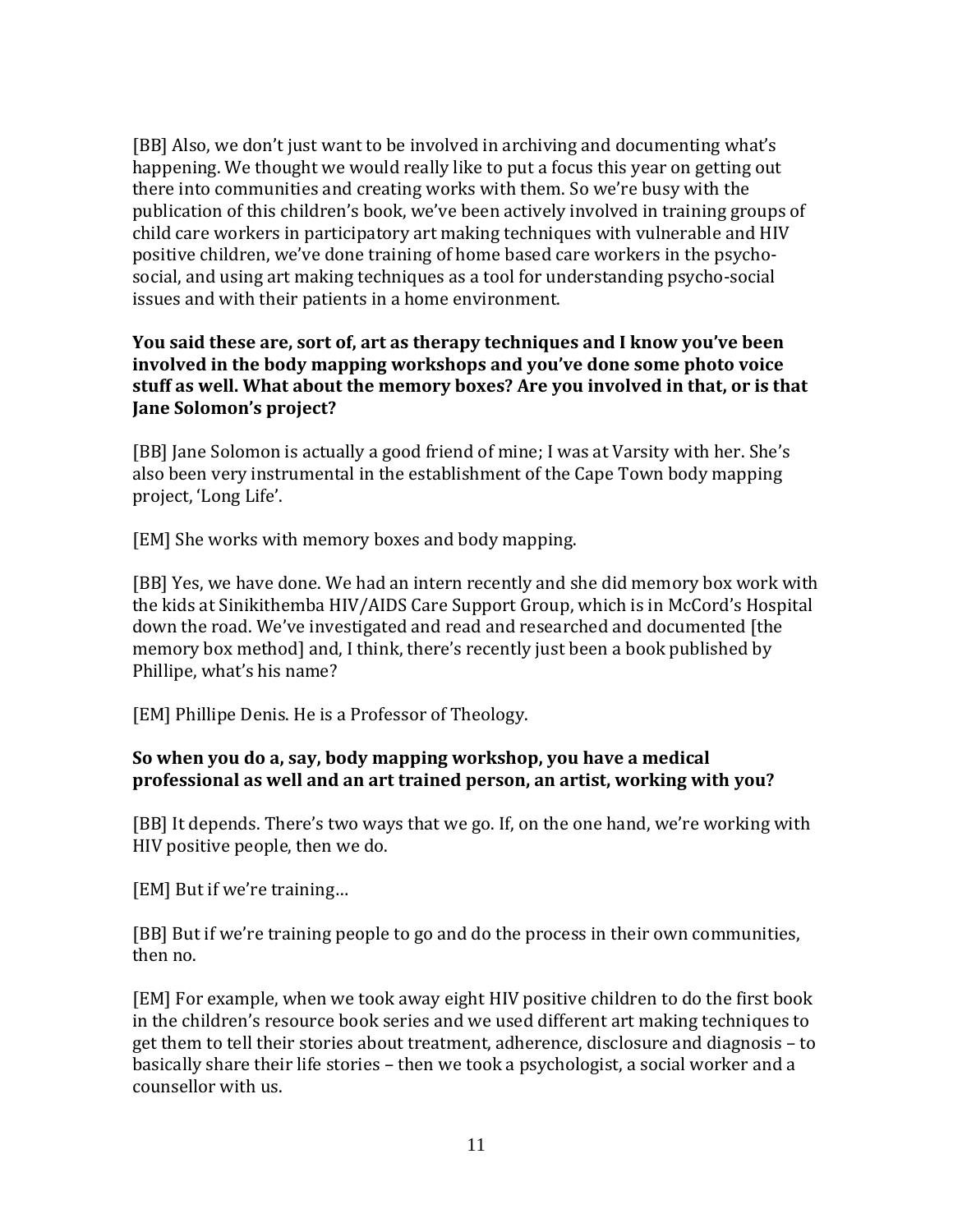[BB] Also, we don't just want to be involved in archiving and documenting what's happening. We thought we would really like to put a focus this year on getting out there into communities and creating works with them. So we're busy with the publication of this children's book, we've been actively involved in training groups of child care workers in participatory art making techniques with vulnerable and HIV positive children, we've done training of home based care workers in the psycho-social, and using art making techniques as a tool for understanding psycho-social issues and with their patients in a home environment.

**You said these are, sort of, art as therapy techniques and I know you've been involved in the body mapping workshops and you've done some photo voice stuff as well. What about the memory boxes? Are you involved in that, or is that Jane Solomon's project?**

[BB] Jane Solomon is actually a good friend of mine; I was at Varsity with her. She's also been very instrumental in the establishment of the Cape Town body mapping project, 'Long Life'.

[EM] She works with memory boxes and body mapping.

[BB] Yes, we have done. We had an intern recently and she did memory box work with the kids at Sinikithemba HIV/AIDS Care Support Group, which is in McCord's Hospital down the road. We've investigated and read and researched and documented [the memory box method] and, I think, there's recently just been a book published by Phillipe, what's his name?

[EM] Phillipe Denis. He is a Professor of Theology.

**So when you do a, say, body mapping workshop, you have a medical professional as well and an art trained person, an artist, working with you?**

[BB] It depends. There's two ways that we go. If, on the one hand, we're working with HIV positive people, then we do.

[EM] But if we're training…

[BB] But if we're training people to go and do the process in their own communities, then no.

[EM] For example, when we took away eight HIV positive children to do the first book in the children's resource book series and we used different art making techniques to get them to tell their stories about treatment, adherence, disclosure and diagnosis – to basically share their life stories – then we took a psychologist, a social worker and a counsellor with us.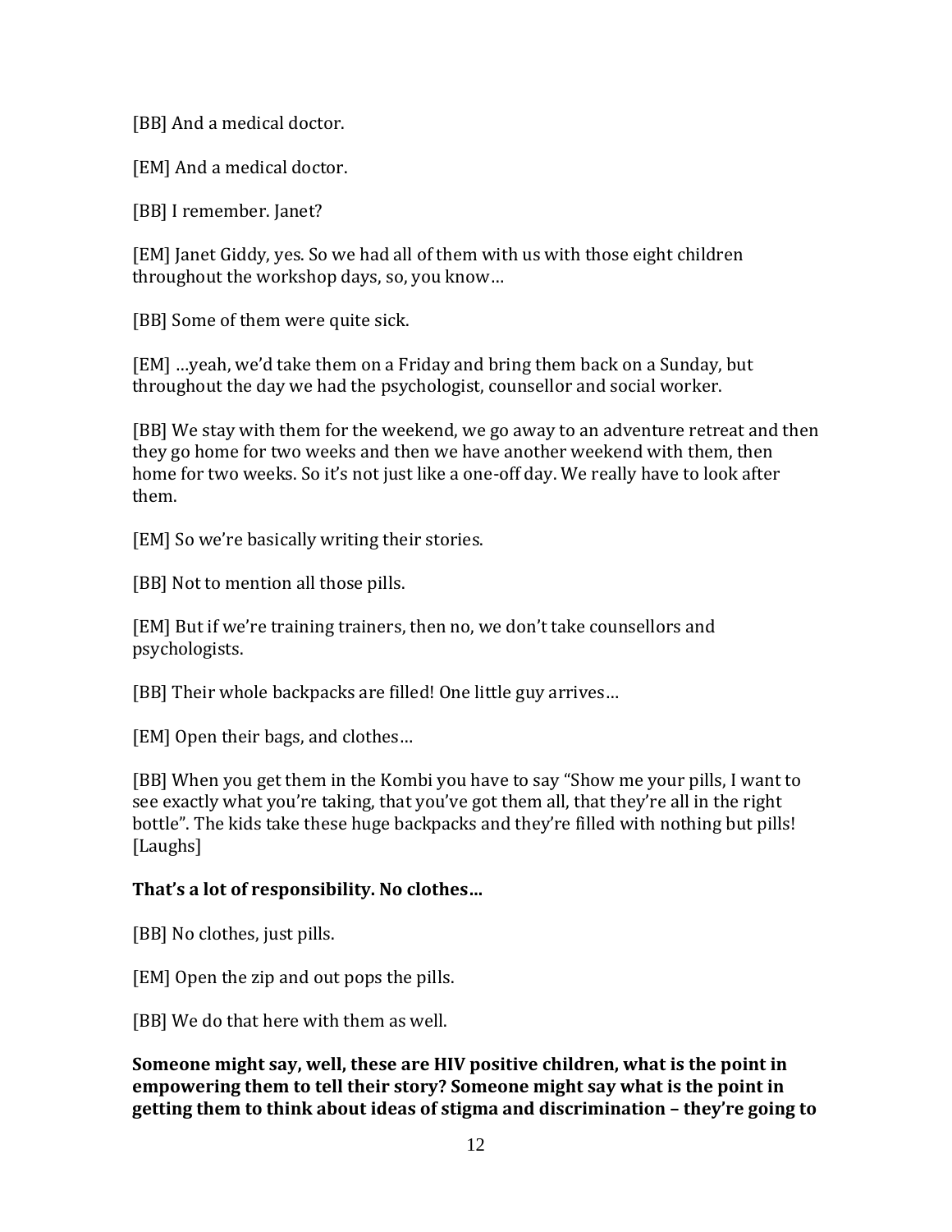[BB] And a medical doctor.

[EM] And a medical doctor.

[BB] I remember. Janet?

[EM] Janet Giddy, yes. So we had all of them with us with those eight children throughout the workshop days, so, you know…

[BB] Some of them were quite sick.

[EM] …yeah, we'd take them on a Friday and bring them back on a Sunday, but throughout the day we had the psychologist, counsellor and social worker.

[BB] We stay with them for the weekend, we go away to an adventure retreat and then they go home for two weeks and then we have another weekend with them, then home for two weeks. So it's not just like a one-off day. We really have to look after them.

[EM] So we're basically writing their stories.

[BB] Not to mention all those pills.

[EM] But if we're training trainers, then no, we don't take counsellors and psychologists.

[BB] Their whole backpacks are filled! One little guy arrives…

[EM] Open their bags, and clothes…

[BB] When you get them in the Kombi you have to say "Show me your pills, I want to see exactly what you're taking, that you've got them all, that they're all in the right bottle". The kids take these huge backpacks and they're filled with nothing but pills! [Laughs]

**That's a lot of responsibility. No clothes…**

[BB] No clothes, just pills.

[EM] Open the zip and out pops the pills.

[BB] We do that here with them as well.

**Someone might say, well, these are HIV positive children, what is the point in empowering them to tell their story? Someone might say what is the point in getting them to think about ideas of stigma and discrimination – they're going to**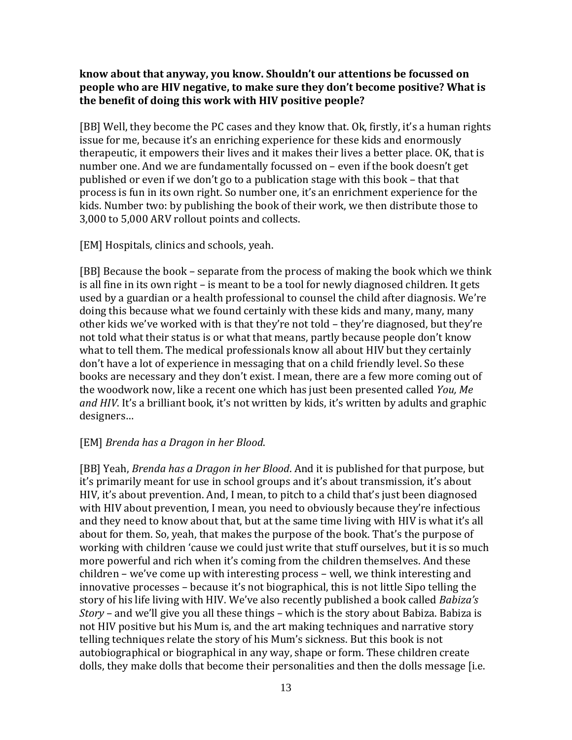**know about that anyway, you know. Shouldn't our attentions be focussed on people who are HIV negative, to make sure they don't become positive? What is the benefit of doing this work with HIV positive people?**

[BB] Well, they become the PC cases and they know that. Ok, firstly, it's a human rights issue for me, because it's an enriching experience for these kids and enormously therapeutic, it empowers their lives and it makes their lives a better place. OK, that is number one. And we are fundamentally focussed on – even if the book doesn't get published or even if we don't go to a publication stage with this book – that that process is fun in its own right. So number one, it's an enrichment experience for the kids. Number two: by publishing the book of their work, we then distribute those to 3,000 to 5,000 ARV rollout points and collects.

[EM] Hospitals, clinics and schools, yeah.

[BB] Because the book – separate from the process of making the book which we think is all fine in its own right – is meant to be a tool for newly diagnosed children. It gets used by a guardian or a health professional to counsel the child after diagnosis. We're doing this because what we found certainly with these kids and many, many, many other kids we've worked with is that they're not told – they're diagnosed, but they're not told what their status is or what that means, partly because people don't know what to tell them. The medical professionals know all about HIV but they certainly don't have a lot of experience in messaging that on a child friendly level. So these books are necessary and they don't exist. I mean, there are a few more coming out of the woodwork now, like a recent one which has just been presented called *You, Me and HIV*. It's a brilliant book, it's not written by kids, it's written by adults and graphic designers…

[EM] *Brenda has a Dragon in her Blood*.

[BB] Yeah, *Brenda has a Dragon in her Blood*. And it is published for that purpose, but it's primarily meant for use in school groups and it's about transmission, it's about HIV, it's about prevention. And, I mean, to pitch to a child that's just been diagnosed with HIV about prevention, I mean, you need to obviously because they're infectious and they need to know about that, but at the same time living with HIV is what it's all about for them. So, yeah, that makes the purpose of the book. That's the purpose of working with children 'cause we could just write that stuff ourselves, but it is so much more powerful and rich when it's coming from the children themselves. And these children – we've come up with interesting process – well, we think interesting and innovative processes – because it's not biographical, this is not little Sipo telling the story of his life living with HIV. We've also recently published a book called *Babiza's Story* – and we'll give you all these things – which is the story about Babiza. Babiza is not HIV positive but his Mum is, and the art making techniques and narrative story telling techniques relate the story of his Mum's sickness. But this book is not autobiographical or biographical in any way, shape or form. These children create dolls, they make dolls that become their personalities and then the dolls message [i.e.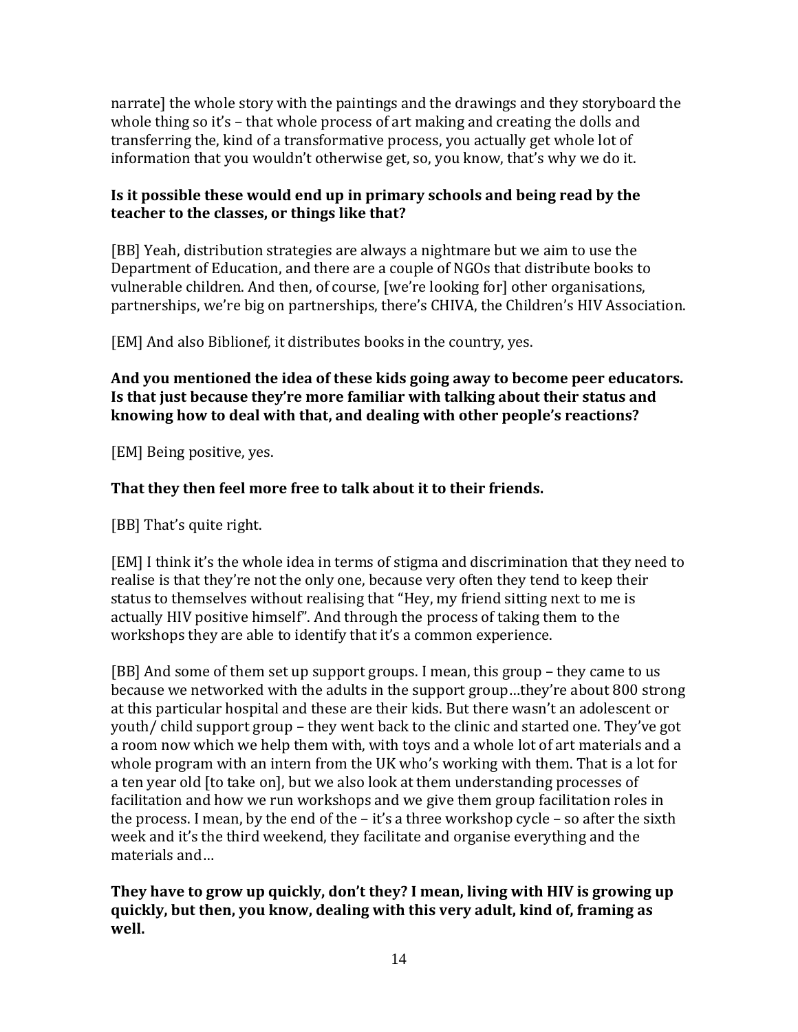narrate] the whole story with the paintings and the drawings and they storyboard the whole thing so it's – that whole process of art making and creating the dolls and transferring the, kind of a transformative process, you actually get whole lot of information that you wouldn't otherwise get, so, you know, that's why we do it.

**Is it possible these would end up in primary schools and being read by the teacher to the classes, or things like that?**

[BB] Yeah, distribution strategies are always a nightmare but we aim to use the Department of Education, and there are a couple of NGOs that distribute books to vulnerable children. And then, of course, [we're looking for] other organisations, partnerships, we're big on partnerships, there's CHIVA, the Children's HIV Association.

[EM] And also Biblionef, it distributes books in the country, yes.

**And you mentioned the idea of these kids going away to become peer educators. Is that just because they're more familiar with talking about their status and knowing how to deal with that, and dealing with other people's reactions?**

[EM] Being positive, yes.

**That they then feel more free to talk about it to their friends.**

[BB] That's quite right.

[EM] I think it's the whole idea in terms of stigma and discrimination that they need to realise is that they're not the only one, because very often they tend to keep their status to themselves without realising that "Hey, my friend sitting next to me is actually HIV positive himself". And through the process of taking them to the workshops they are able to identify that it's a common experience.

[BB] And some of them set up support groups. I mean, this group – they came to us because we networked with the adults in the support group…they're about 800 strong at this particular hospital and these are their kids. But there wasn't an adolescent or youth/ child support group – they went back to the clinic and started one. They've got a room now which we help them with, with toys and a whole lot of art materials and a whole program with an intern from the UK who's working with them. That is a lot for a ten year old [to take on], but we also look at them understanding processes of facilitation and how we run workshops and we give them group facilitation roles in the process. I mean, by the end of the – it's a three workshop cycle – so after the sixth week and it's the third weekend, they facilitate and organise everything and the materials and…

**They have to grow up quickly, don't they? I mean, living with HIV is growing up quickly, but then, you know, dealing with this very adult, kind of, framing as well.**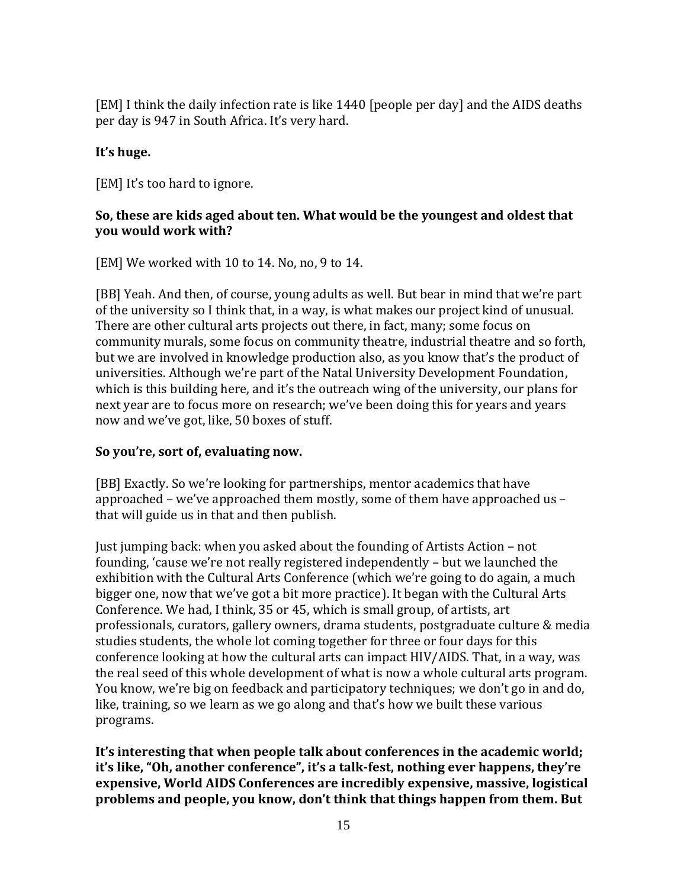[EM] I think the daily infection rate is like 1440 [people per day] and the AIDS deaths per day is 947 in South Africa. It's very hard.

**It's huge.**

[EM] It's too hard to ignore.

**So, these are kids aged about ten. What would be the youngest and oldest that you would work with?**

[EM] We worked with 10 to 14. No, no, 9 to 14.

[BB] Yeah. And then, of course, young adults as well. But bear in mind that we're part of the university so I think that, in a way, is what makes our project kind of unusual. There are other cultural arts projects out there, in fact, many; some focus on community murals, some focus on community theatre, industrial theatre and so forth, but we are involved in knowledge production also, as you know that's the product of universities. Although we're part of the Natal University Development Foundation, which is this building here, and it's the outreach wing of the university, our plans for next year are to focus more on research; we've been doing this for years and years now and we've got, like, 50 boxes of stuff.

**So you're, sort of, evaluating now.**

[BB] Exactly. So we're looking for partnerships, mentor academics that have approached – we've approached them mostly, some of them have approached us – that will guide us in that and then publish.

Just jumping back: when you asked about the founding of Artists Action – not founding, 'cause we're not really registered independently – but we launched the exhibition with the Cultural Arts Conference (which we're going to do again, a much bigger one, now that we've got a bit more practice). It began with the Cultural Arts Conference. We had, I think, 35 or 45, which is small group, of artists, art professionals, curators, gallery owners, drama students, postgraduate culture & media studies students, the whole lot coming together for three or four days for this conference looking at how the cultural arts can impact HIV/AIDS. That, in a way, was the real seed of this whole development of what is now a whole cultural arts program. You know, we're big on feedback and participatory techniques; we don't go in and do, like, training, so we learn as we go along and that's how we built these various programs.

**It's interesting that when people talk about conferences in the academic world; it's like, "Oh, another conference", it's a talk-fest, nothing ever happens, they're expensive, World AIDS Conferences are incredibly expensive, massive, logistical problems and people, you know, don't think that things happen from them. But**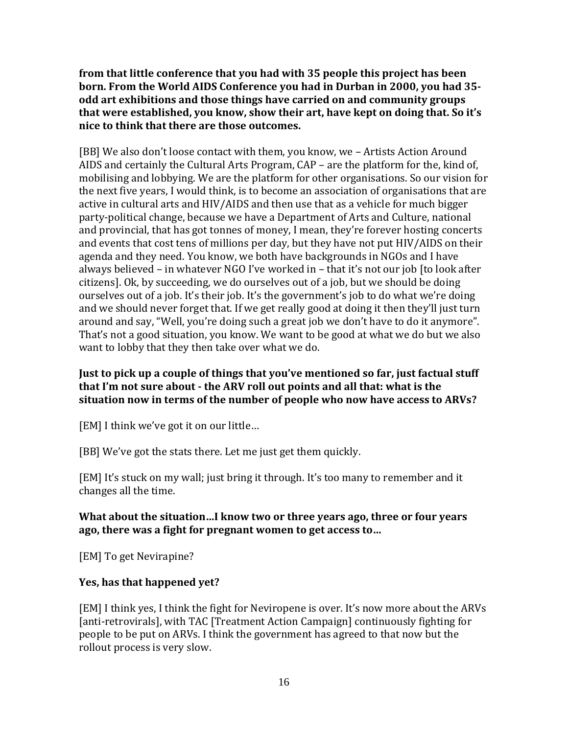**from that little conference that you had with 35 people this project has been born. From the World AIDS Conference you had in Durban in 2000, you had 35-odd art exhibitions and those things have carried on and community groups that were established, you know, show their art, have kept on doing that. So it's nice to think that there are those outcomes.**

[BB] We also don't loose contact with them, you know, we – Artists Action Around AIDS and certainly the Cultural Arts Program, CAP – are the platform for the, kind of, mobilising and lobbying. We are the platform for other organisations. So our vision for the next five years, I would think, is to become an association of organisations that are active in cultural arts and HIV/AIDS and then use that as a vehicle for much bigger party-political change, because we have a Department of Arts and Culture, national and provincial, that has got tonnes of money, I mean, they're forever hosting concerts and events that cost tens of millions per day, but they have not put HIV/AIDS on their agenda and they need. You know, we both have backgrounds in NGOs and I have always believed – in whatever NGO I've worked in – that it's not our job [to look after citizens]. Ok, by succeeding, we do ourselves out of a job, but we should be doing ourselves out of a job. It's their job. It's the government's job to do what we're doing and we should never forget that. If we get really good at doing it then they'll just turn around and say, "Well, you're doing such a great job we don't have to do it anymore". That's not a good situation, you know. We want to be good at what we do but we also want to lobby that they then take over what we do.

**Just to pick up a couple of things that you've mentioned so far, just factual stuff that I'm not sure about - the ARV roll out points and all that: what is the situation now in terms of the number of people who now have access to ARVs?**

[EM] I think we've got it on our little…

[BB] We've got the stats there. Let me just get them quickly.

[EM] It's stuck on my wall; just bring it through. It's too many to remember and it changes all the time.

**What about the situation…I know two or three years ago, three or four years ago, there was a fight for pregnant women to get access to…**

[EM] To get Nevirapine?

**Yes, has that happened yet?**

[EM] I think yes, I think the fight for Neviropene is over. It's now more about the ARVs [anti-retrovirals], with TAC [Treatment Action Campaign] continuously fighting for people to be put on ARVs. I think the government has agreed to that now but the rollout process is very slow.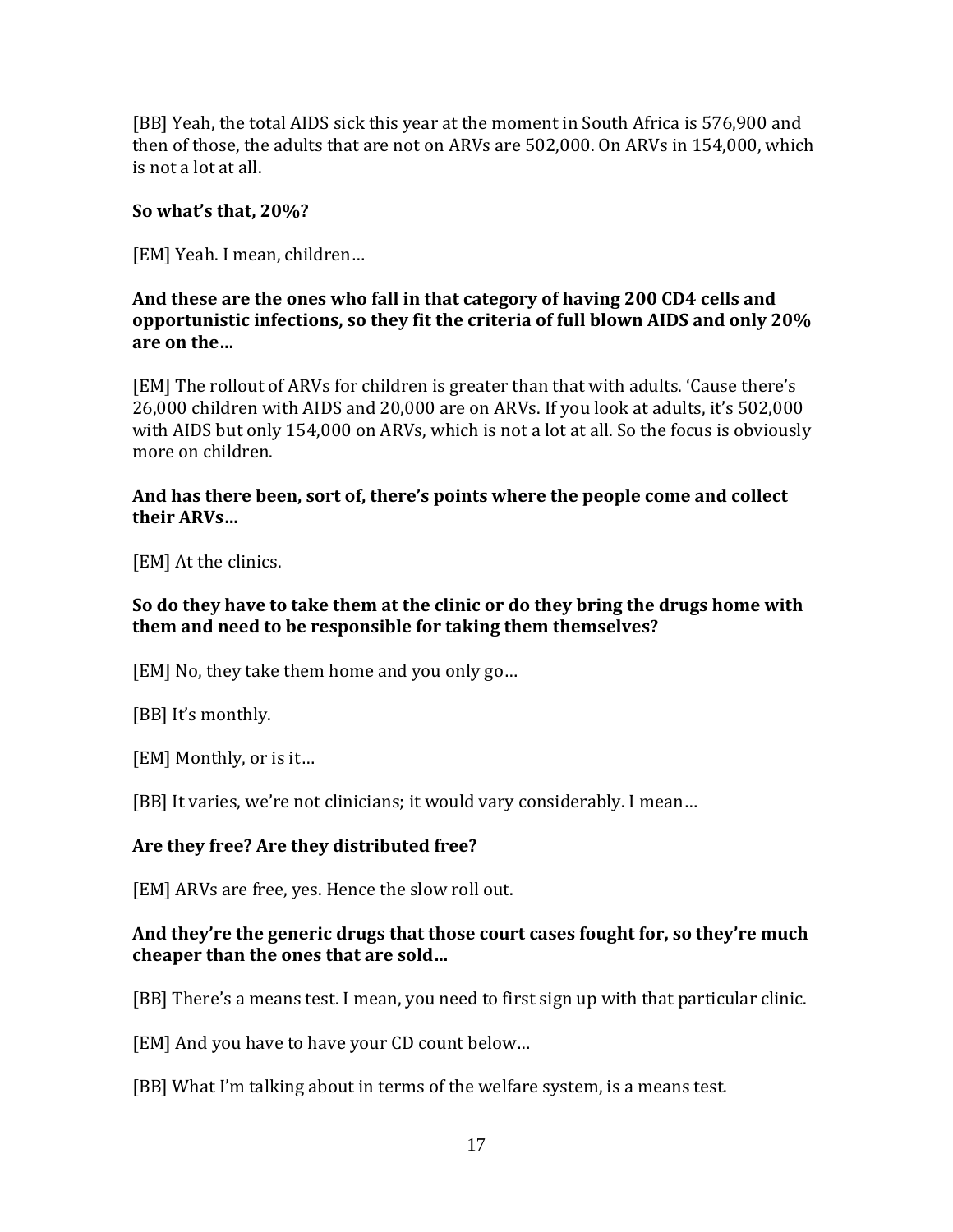[BB] Yeah, the total AIDS sick this year at the moment in South Africa is 576,900 and then of those, the adults that are not on ARVs are 502,000. On ARVs in 154,000, which is not a lot at all.

**So what's that, 20%?**

[EM] Yeah. I mean, children…

**And these are the ones who fall in that category of having 200 CD4 cells and opportunistic infections, so they fit the criteria of full blown AIDS and only 20% are on the…**

[EM] The rollout of ARVs for children is greater than that with adults. 'Cause there's 26,000 children with AIDS and 20,000 are on ARVs. If you look at adults, it's 502,000 with AIDS but only 154,000 on ARVs, which is not a lot at all. So the focus is obviously more on children.

**And has there been, sort of, there's points where the people come and collect their ARVs…**

[EM] At the clinics.

**So do they have to take them at the clinic or do they bring the drugs home with them and need to be responsible for taking them themselves?**

[EM] No, they take them home and you only go…

[BB] It's monthly.

[EM] Monthly, or is it…

[BB] It varies, we're not clinicians; it would vary considerably. I mean…

**Are they free? Are they distributed free?**

[EM] ARVs are free, yes. Hence the slow roll out.

**And they're the generic drugs that those court cases fought for, so they're much cheaper than the ones that are sold…**

[BB] There's a means test. I mean, you need to first sign up with that particular clinic.

[EM] And you have to have your CD count below…

[BB] What I'm talking about in terms of the welfare system, is a means test.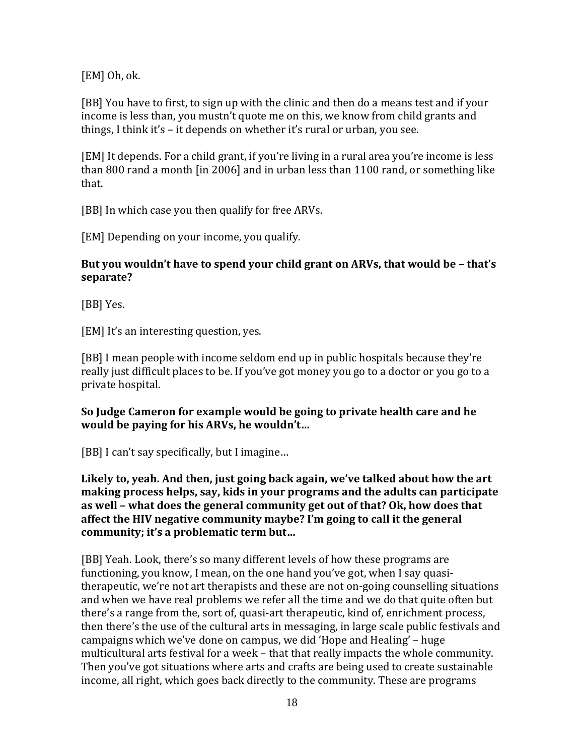[EM] Oh, ok.

[BB] You have to first, to sign up with the clinic and then do a means test and if your income is less than, you mustn't quote me on this, we know from child grants and things, I think it's – it depends on whether it's rural or urban, you see.

[EM] It depends. For a child grant, if you're living in a rural area you're income is less than 800 rand a month [in 2006] and in urban less than 1100 rand, or something like that.

[BB] In which case you then qualify for free ARVs.

[EM] Depending on your income, you qualify.

**But you wouldn't have to spend your child grant on ARVs, that would be – that's separate?**

[BB] Yes.

[EM] It's an interesting question, yes.

[BB] I mean people with income seldom end up in public hospitals because they're really just difficult places to be. If you've got money you go to a doctor or you go to a private hospital.

**So Judge Cameron for example would be going to private health care and he would be paying for his ARVs, he wouldn't…**

[BB] I can't say specifically, but I imagine…

**Likely to, yeah. And then, just going back again, we've talked about how the art making process helps, say, kids in your programs and the adults can participate as well – what does the general community get out of that? Ok, how does that affect the HIV negative community maybe? I'm going to call it the general community; it's a problematic term but…**

[BB] Yeah. Look, there's so many different levels of how these programs are functioning, you know, I mean, on the one hand you've got, when I say quasi-therapeutic, we're not art therapists and these are not on-going counselling situations and when we have real problems we refer all the time and we do that quite often but there's a range from the, sort of, quasi-art therapeutic, kind of, enrichment process, then there's the use of the cultural arts in messaging, in large scale public festivals and campaigns which we've done on campus, we did 'Hope and Healing' – huge multicultural arts festival for a week – that that really impacts the whole community. Then you've got situations where arts and crafts are being used to create sustainable income, all right, which goes back directly to the community. These are programs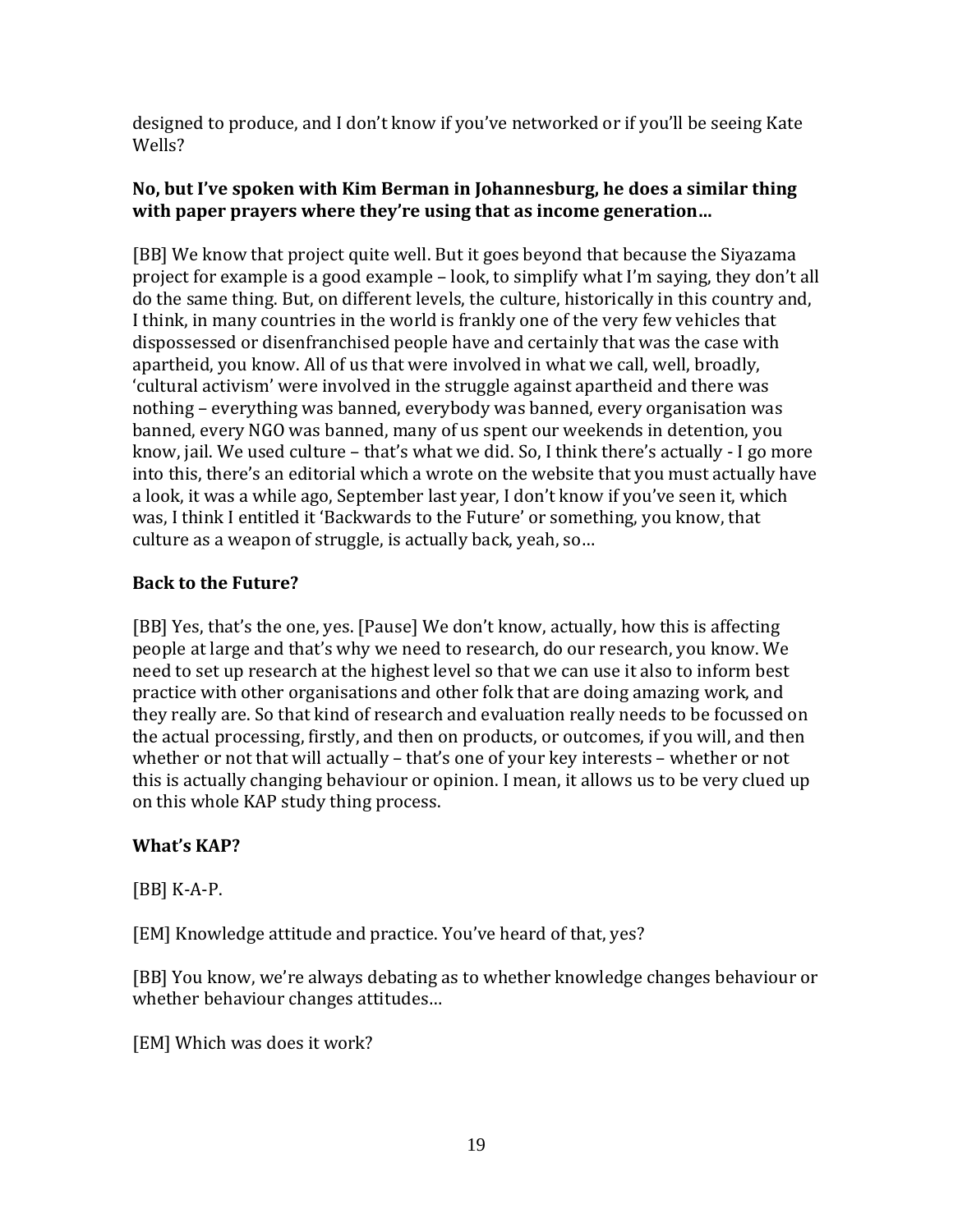designed to produce, and I don't know if you've networked or if you'll be seeing Kate Wells?

**No, but I've spoken with Kim Berman in Johannesburg, he does a similar thing with paper prayers where they're using that as income generation…**

[BB] We know that project quite well. But it goes beyond that because the Siyazama project for example is a good example – look, to simplify what I'm saying, they don't all do the same thing. But, on different levels, the culture, historically in this country and, I think, in many countries in the world is frankly one of the very few vehicles that dispossessed or disenfranchised people have and certainly that was the case with apartheid, you know. All of us that were involved in what we call, well, broadly, 'cultural activism' were involved in the struggle against apartheid and there was nothing – everything was banned, everybody was banned, every organisation was banned, every NGO was banned, many of us spent our weekends in detention, you know, jail. We used culture – that's what we did. So, I think there's actually - I go more into this, there's an editorial which a wrote on the website that you must actually have a look, it was a while ago, September last year, I don't know if you've seen it, which was, I think I entitled it 'Backwards to the Future' or something, you know, that culture as a weapon of struggle, is actually back, yeah, so…

**Back to the Future?**

[BB] Yes, that's the one, yes. [Pause] We don't know, actually, how this is affecting people at large and that's why we need to research, do our research, you know. We need to set up research at the highest level so that we can use it also to inform best practice with other organisations and other folk that are doing amazing work, and they really are. So that kind of research and evaluation really needs to be focussed on the actual processing, firstly, and then on products, or outcomes, if you will, and then whether or not that will actually – that's one of your key interests – whether or not this is actually changing behaviour or opinion. I mean, it allows us to be very clued up on this whole KAP study thing process.

**What's KAP?**

[BB] K-A-P.

[EM] Knowledge attitude and practice. You've heard of that, yes?

[BB] You know, we're always debating as to whether knowledge changes behaviour or whether behaviour changes attitudes…

[EM] Which was does it work?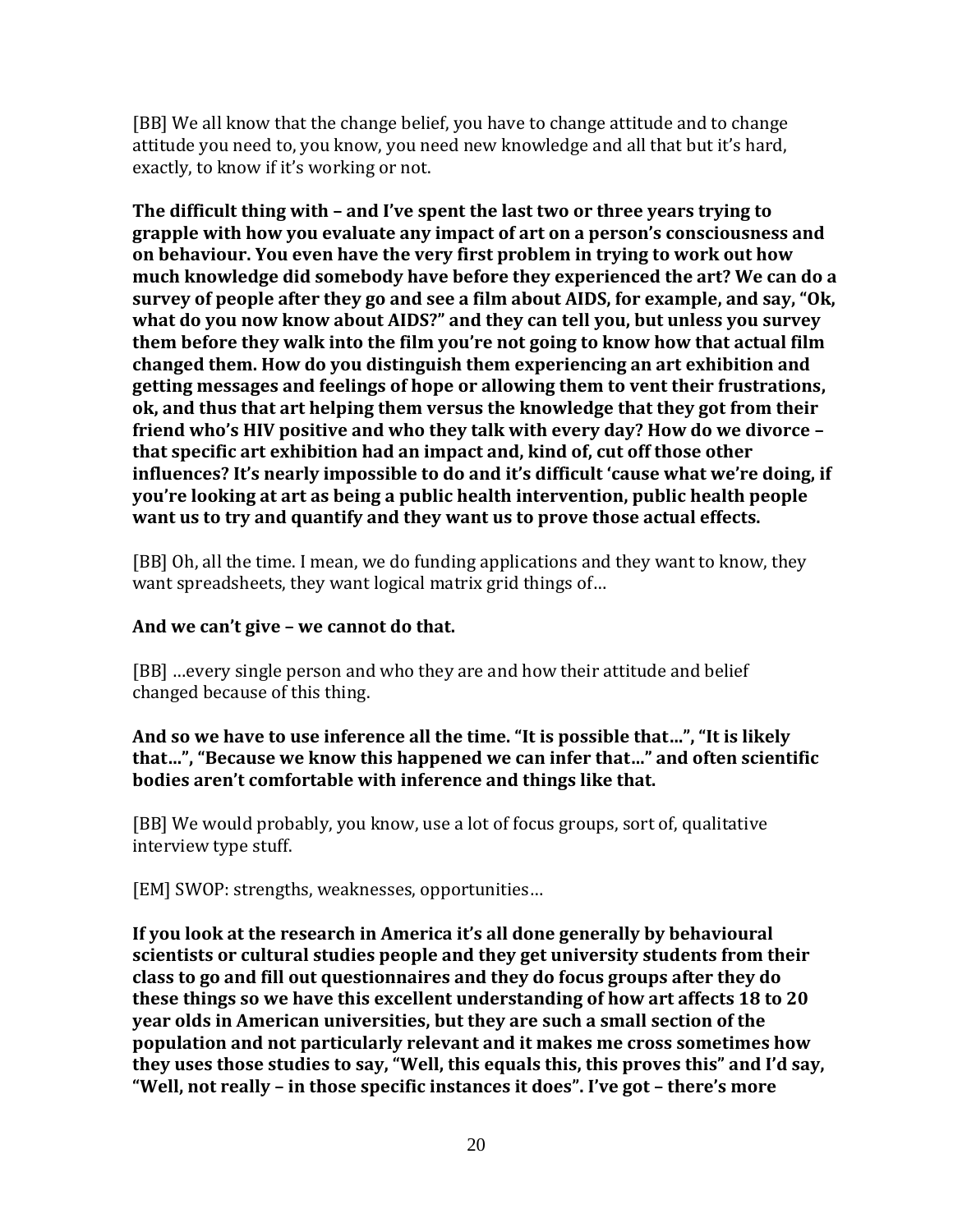[BB] We all know that the change belief, you have to change attitude and to change attitude you need to, you know, you need new knowledge and all that but it's hard, exactly, to know if it's working or not.

**The difficult thing with – and I've spent the last two or three years trying to grapple with how you evaluate any impact of art on a person's consciousness and on behaviour. You even have the very first problem in trying to work out how much knowledge did somebody have before they experienced the art? We can do a survey of people after they go and see a film about AIDS, for example, and say, "Ok, what do you now know about AIDS?" and they can tell you, but unless you survey them before they walk into the film you're not going to know how that actual film changed them. How do you distinguish them experiencing an art exhibition and getting messages and feelings of hope or allowing them to vent their frustrations, ok, and thus that art helping them versus the knowledge that they got from their friend who's HIV positive and who they talk with every day? How do we divorce – that specific art exhibition had an impact and, kind of, cut off those other influences? It's nearly impossible to do and it's difficult 'cause what we're doing, if you're looking at art as being a public health intervention, public health people want us to try and quantify and they want us to prove those actual effects.**

[BB] Oh, all the time. I mean, we do funding applications and they want to know, they want spreadsheets, they want logical matrix grid things of…

**And we can't give – we cannot do that.**

[BB] …every single person and who they are and how their attitude and belief changed because of this thing.

**And so we have to use inference all the time. "It is possible that…", "It is likely that…", "Because we know this happened we can infer that…" and often scientific bodies aren't comfortable with inference and things like that.**

[BB] We would probably, you know, use a lot of focus groups, sort of, qualitative interview type stuff.

[EM] SWOP: strengths, weaknesses, opportunities…

**If you look at the research in America it's all done generally by behavioural scientists or cultural studies people and they get university students from their class to go and fill out questionnaires and they do focus groups after they do these things so we have this excellent understanding of how art affects 18 to 20 year olds in American universities, but they are such a small section of the population and not particularly relevant and it makes me cross sometimes how they uses those studies to say, "Well, this equals this, this proves this" and I'd say, "Well, not really – in those specific instances it does". I've got – there's more**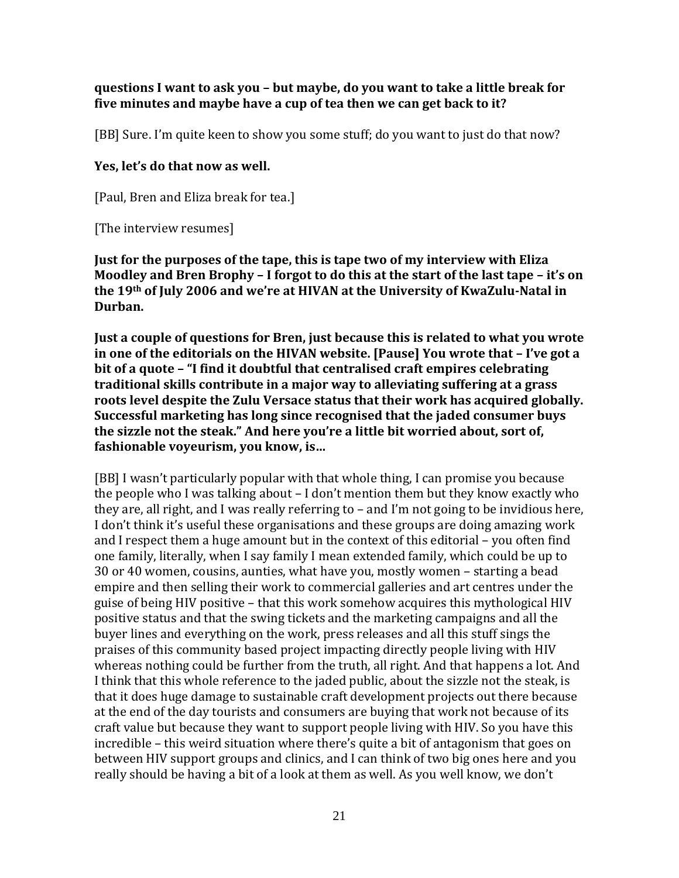**questions I want to ask you – but maybe, do you want to take a little break for five minutes and maybe have a cup of tea then we can get back to it?**

[BB] Sure. I'm quite keen to show you some stuff; do you want to just do that now?

**Yes, let's do that now as well.**

[Paul, Bren and Eliza break for tea.]

[The interview resumes]

**Just for the purposes of the tape, this is tape two of my interview with Eliza Moodley and Bren Brophy – I forgot to do this at the start of the last tape – it's on the 19th of July 2006 and we're at HIVAN at the University of KwaZulu-Natal in Durban.**

**Just a couple of questions for Bren, just because this is related to what you wrote in one of the editorials on the HIVAN website. [Pause] You wrote that – I've got a bit of a quote – "I find it doubtful that centralised craft empires celebrating traditional skills contribute in a major way to alleviating suffering at a grass roots level despite the Zulu Versace status that their work has acquired globally. Successful marketing has long since recognised that the jaded consumer buys the sizzle not the steak." And here you're a little bit worried about, sort of, fashionable voyeurism, you know, is…**

[BB] I wasn't particularly popular with that whole thing, I can promise you because the people who I was talking about – I don't mention them but they know exactly who they are, all right, and I was really referring to – and I'm not going to be invidious here, I don't think it's useful these organisations and these groups are doing amazing work and I respect them a huge amount but in the context of this editorial – you often find one family, literally, when I say family I mean extended family, which could be up to 30 or 40 women, cousins, aunties, what have you, mostly women – starting a bead empire and then selling their work to commercial galleries and art centres under the guise of being HIV positive – that this work somehow acquires this mythological HIV positive status and that the swing tickets and the marketing campaigns and all the buyer lines and everything on the work, press releases and all this stuff sings the praises of this community based project impacting directly people living with HIV whereas nothing could be further from the truth, all right. And that happens a lot. And I think that this whole reference to the jaded public, about the sizzle not the steak, is that it does huge damage to sustainable craft development projects out there because at the end of the day tourists and consumers are buying that work not because of its craft value but because they want to support people living with HIV. So you have this incredible – this weird situation where there's quite a bit of antagonism that goes on between HIV support groups and clinics, and I can think of two big ones here and you really should be having a bit of a look at them as well. As you well know, we don't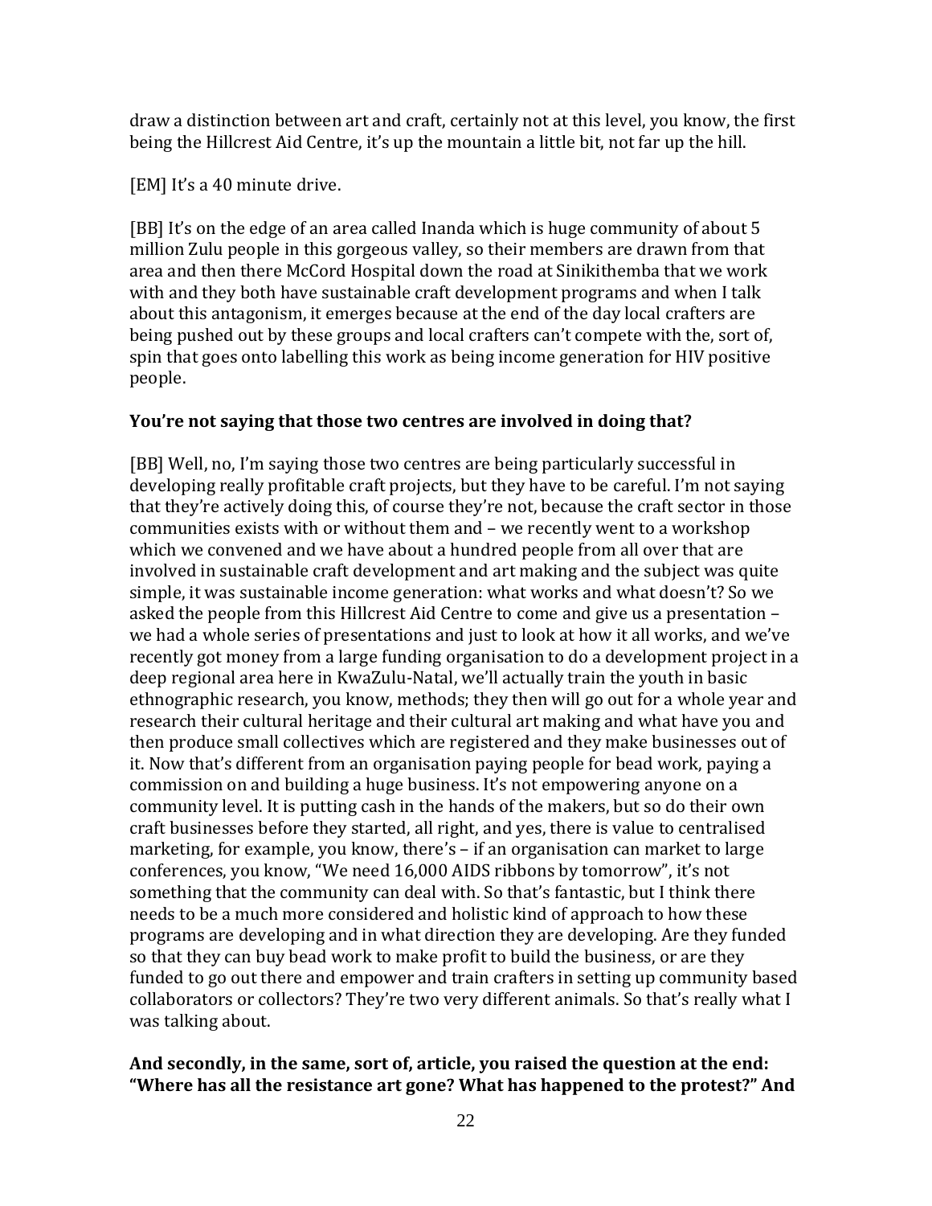draw a distinction between art and craft, certainly not at this level, you know, the first being the Hillcrest Aid Centre, it's up the mountain a little bit, not far up the hill.

[EM] It's a 40 minute drive.

[BB] It's on the edge of an area called Inanda which is huge community of about 5 million Zulu people in this gorgeous valley, so their members are drawn from that area and then there McCord Hospital down the road at Sinikithemba that we work with and they both have sustainable craft development programs and when I talk about this antagonism, it emerges because at the end of the day local crafters are being pushed out by these groups and local crafters can't compete with the, sort of, spin that goes onto labelling this work as being income generation for HIV positive people.

**You're not saying that those two centres are involved in doing that?**

[BB] Well, no, I'm saying those two centres are being particularly successful in developing really profitable craft projects, but they have to be careful. I'm not saying that they're actively doing this, of course they're not, because the craft sector in those communities exists with or without them and – we recently went to a workshop which we convened and we have about a hundred people from all over that are involved in sustainable craft development and art making and the subject was quite simple, it was sustainable income generation: what works and what doesn't? So we asked the people from this Hillcrest Aid Centre to come and give us a presentation – we had a whole series of presentations and just to look at how it all works, and we've recently got money from a large funding organisation to do a development project in a deep regional area here in KwaZulu-Natal, we'll actually train the youth in basic ethnographic research, you know, methods; they then will go out for a whole year and research their cultural heritage and their cultural art making and what have you and then produce small collectives which are registered and they make businesses out of it. Now that's different from an organisation paying people for bead work, paying a commission on and building a huge business. It's not empowering anyone on a community level. It is putting cash in the hands of the makers, but so do their own craft businesses before they started, all right, and yes, there is value to centralised marketing, for example, you know, there's – if an organisation can market to large conferences, you know, "We need 16,000 AIDS ribbons by tomorrow", it's not something that the community can deal with. So that's fantastic, but I think there needs to be a much more considered and holistic kind of approach to how these programs are developing and in what direction they are developing. Are they funded so that they can buy bead work to make profit to build the business, or are they funded to go out there and empower and train crafters in setting up community based collaborators or collectors? They're two very different animals. So that's really what I was talking about.

**And secondly, in the same, sort of, article, you raised the question at the end: "Where has all the resistance art gone? What has happened to the protest?" And**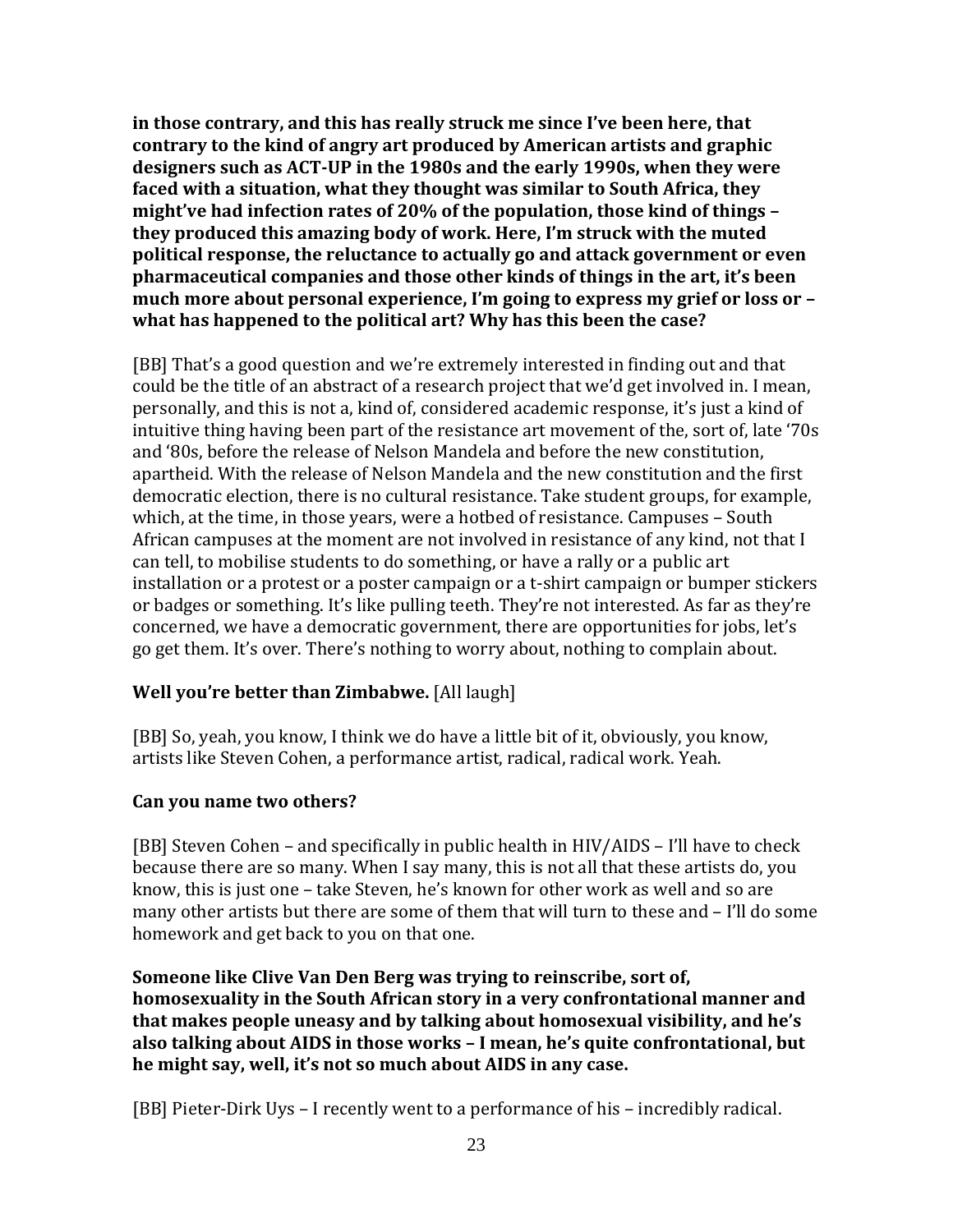**in those contrary, and this has really struck me since I've been here, that contrary to the kind of angry art produced by American artists and graphic designers such as ACT-UP in the 1980s and the early 1990s, when they were faced with a situation, what they thought was similar to South Africa, they might've had infection rates of 20% of the population, those kind of things – they produced this amazing body of work. Here, I'm struck with the muted political response, the reluctance to actually go and attack government or even pharmaceutical companies and those other kinds of things in the art, it's been much more about personal experience, I'm going to express my grief or loss or – what has happened to the political art? Why has this been the case?**

[BB] That's a good question and we're extremely interested in finding out and that could be the title of an abstract of a research project that we'd get involved in. I mean, personally, and this is not a, kind of, considered academic response, it's just a kind of intuitive thing having been part of the resistance art movement of the, sort of, late '70s and '80s, before the release of Nelson Mandela and before the new constitution, apartheid. With the release of Nelson Mandela and the new constitution and the first democratic election, there is no cultural resistance. Take student groups, for example, which, at the time, in those years, were a hotbed of resistance. Campuses – South African campuses at the moment are not involved in resistance of any kind, not that I can tell, to mobilise students to do something, or have a rally or a public art installation or a protest or a poster campaign or a t-shirt campaign or bumper stickers or badges or something. It's like pulling teeth. They're not interested. As far as they're concerned, we have a democratic government, there are opportunities for jobs, let's go get them. It's over. There's nothing to worry about, nothing to complain about.

**Well you're better than Zimbabwe.** [All laugh]

[BB] So, yeah, you know, I think we do have a little bit of it, obviously, you know, artists like Steven Cohen, a performance artist, radical, radical work. Yeah.

**Can you name two others?**

[BB] Steven Cohen – and specifically in public health in HIV/AIDS – I'll have to check because there are so many. When I say many, this is not all that these artists do, you know, this is just one – take Steven, he's known for other work as well and so are many other artists but there are some of them that will turn to these and – I'll do some homework and get back to you on that one.

**Someone like Clive Van Den Berg was trying to reinscribe, sort of, homosexuality in the South African story in a very confrontational manner and that makes people uneasy and by talking about homosexual visibility, and he's also talking about AIDS in those works – I mean, he's quite confrontational, but he might say, well, it's not so much about AIDS in any case.**

[BB] Pieter-Dirk Uys – I recently went to a performance of his – incredibly radical.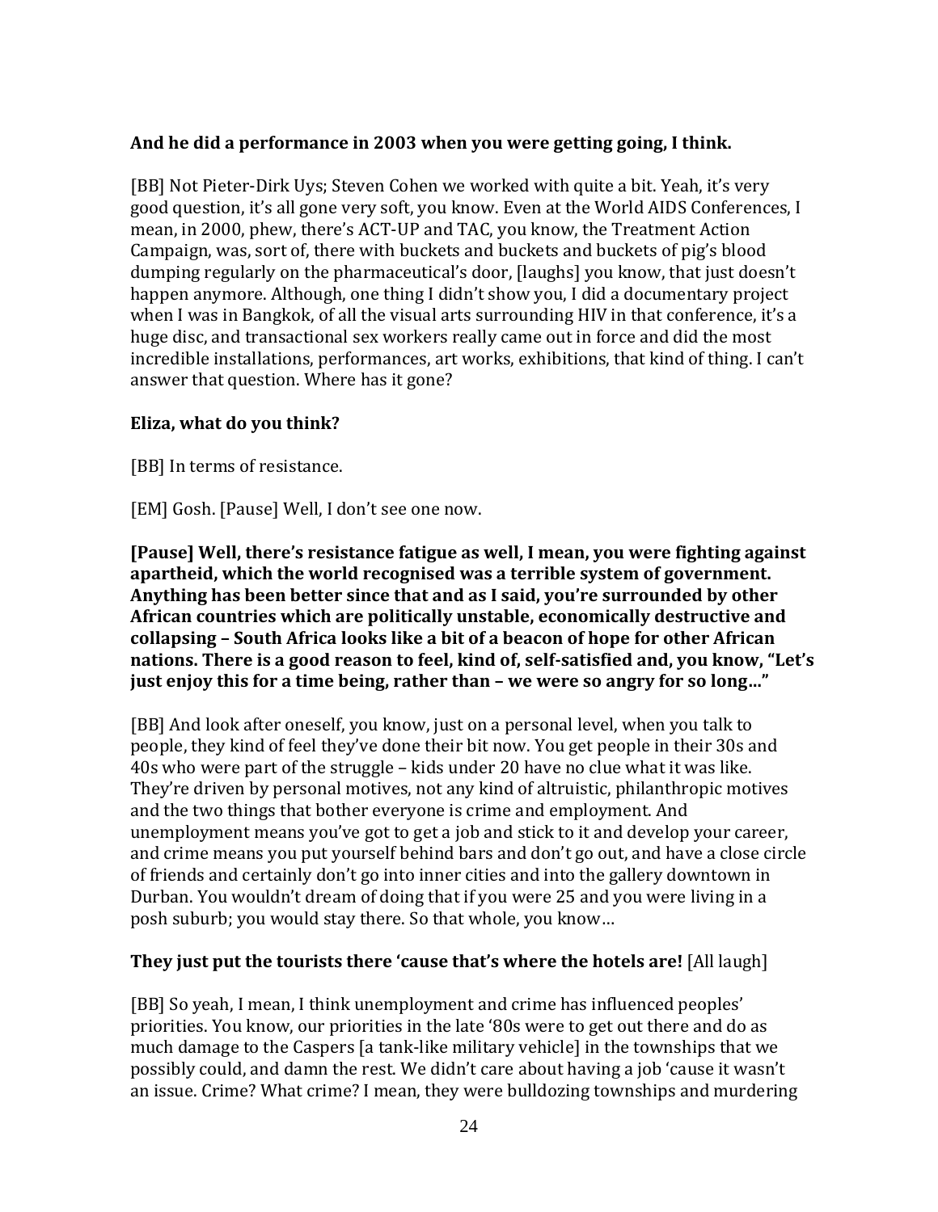**And he did a performance in 2003 when you were getting going, I think.**

[BB] Not Pieter-Dirk Uys; Steven Cohen we worked with quite a bit. Yeah, it's very good question, it's all gone very soft, you know. Even at the World AIDS Conferences, I mean, in 2000, phew, there's ACT-UP and TAC, you know, the Treatment Action Campaign, was, sort of, there with buckets and buckets and buckets of pig's blood dumping regularly on the pharmaceutical's door, [laughs] you know, that just doesn't happen anymore. Although, one thing I didn't show you, I did a documentary project when I was in Bangkok, of all the visual arts surrounding HIV in that conference, it's a huge disc, and transactional sex workers really came out in force and did the most incredible installations, performances, art works, exhibitions, that kind of thing. I can't answer that question. Where has it gone?

**Eliza, what do you think?**

[BB] In terms of resistance.

[EM] Gosh. [Pause] Well, I don't see one now.

**[Pause] Well, there's resistance fatigue as well, I mean, you were fighting against apartheid, which the world recognised was a terrible system of government. Anything has been better since that and as I said, you're surrounded by other African countries which are politically unstable, economically destructive and collapsing – South Africa looks like a bit of a beacon of hope for other African nations. There is a good reason to feel, kind of, self-satisfied and, you know, "Let's just enjoy this for a time being, rather than – we were so angry for so long…"**

[BB] And look after oneself, you know, just on a personal level, when you talk to people, they kind of feel they've done their bit now. You get people in their 30s and 40s who were part of the struggle – kids under 20 have no clue what it was like. They're driven by personal motives, not any kind of altruistic, philanthropic motives and the two things that bother everyone is crime and employment. And unemployment means you've got to get a job and stick to it and develop your career, and crime means you put yourself behind bars and don't go out, and have a close circle of friends and certainly don't go into inner cities and into the gallery downtown in Durban. You wouldn't dream of doing that if you were 25 and you were living in a posh suburb; you would stay there. So that whole, you know…

**They just put the tourists there 'cause that's where the hotels are!** [All laugh]

[BB] So yeah, I mean, I think unemployment and crime has influenced peoples' priorities. You know, our priorities in the late '80s were to get out there and do as much damage to the Caspers [a tank-like military vehicle] in the townships that we possibly could, and damn the rest. We didn't care about having a job 'cause it wasn't an issue. Crime? What crime? I mean, they were bulldozing townships and murdering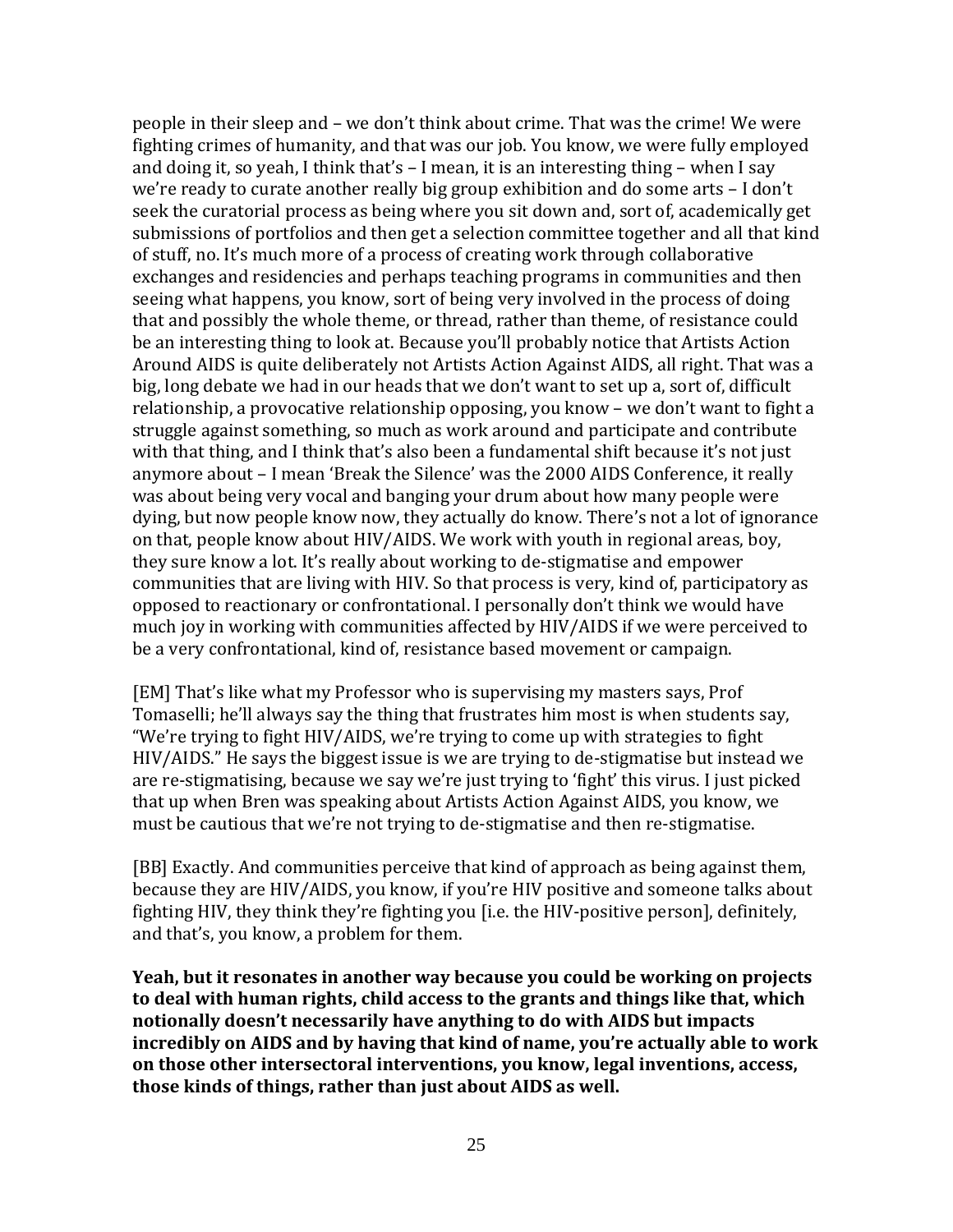people in their sleep and – we don't think about crime. That was the crime! We were fighting crimes of humanity, and that was our job. You know, we were fully employed and doing it, so yeah, I think that's – I mean, it is an interesting thing – when I say we're ready to curate another really big group exhibition and do some arts – I don't seek the curatorial process as being where you sit down and, sort of, academically get submissions of portfolios and then get a selection committee together and all that kind of stuff, no. It's much more of a process of creating work through collaborative exchanges and residencies and perhaps teaching programs in communities and then seeing what happens, you know, sort of being very involved in the process of doing that and possibly the whole theme, or thread, rather than theme, of resistance could be an interesting thing to look at. Because you'll probably notice that Artists Action Around AIDS is quite deliberately not Artists Action Against AIDS, all right. That was a big, long debate we had in our heads that we don't want to set up a, sort of, difficult relationship, a provocative relationship opposing, you know – we don't want to fight a struggle against something, so much as work around and participate and contribute with that thing, and I think that's also been a fundamental shift because it's not just anymore about – I mean 'Break the Silence' was the 2000 AIDS Conference, it really was about being very vocal and banging your drum about how many people were dying, but now people know now, they actually do know. There's not a lot of ignorance on that, people know about HIV/AIDS. We work with youth in regional areas, boy, they sure know a lot. It's really about working to de-stigmatise and empower communities that are living with HIV. So that process is very, kind of, participatory as opposed to reactionary or confrontational. I personally don't think we would have much joy in working with communities affected by HIV/AIDS if we were perceived to be a very confrontational, kind of, resistance based movement or campaign.

[EM] That's like what my Professor who is supervising my masters says, Prof Tomaselli; he'll always say the thing that frustrates him most is when students say, "We're trying to fight HIV/AIDS, we're trying to come up with strategies to fight HIV/AIDS." He says the biggest issue is we are trying to de-stigmatise but instead we are re-stigmatising, because we say we're just trying to 'fight' this virus. I just picked that up when Bren was speaking about Artists Action Against AIDS, you know, we must be cautious that we're not trying to de-stigmatise and then re-stigmatise.

[BB] Exactly. And communities perceive that kind of approach as being against them, because they are HIV/AIDS, you know, if you're HIV positive and someone talks about fighting HIV, they think they're fighting you [i.e. the HIV-positive person], definitely, and that's, you know, a problem for them.

**Yeah, but it resonates in another way because you could be working on projects to deal with human rights, child access to the grants and things like that, which notionally doesn't necessarily have anything to do with AIDS but impacts incredibly on AIDS and by having that kind of name, you're actually able to work on those other intersectoral interventions, you know, legal inventions, access, those kinds of things, rather than just about AIDS as well.**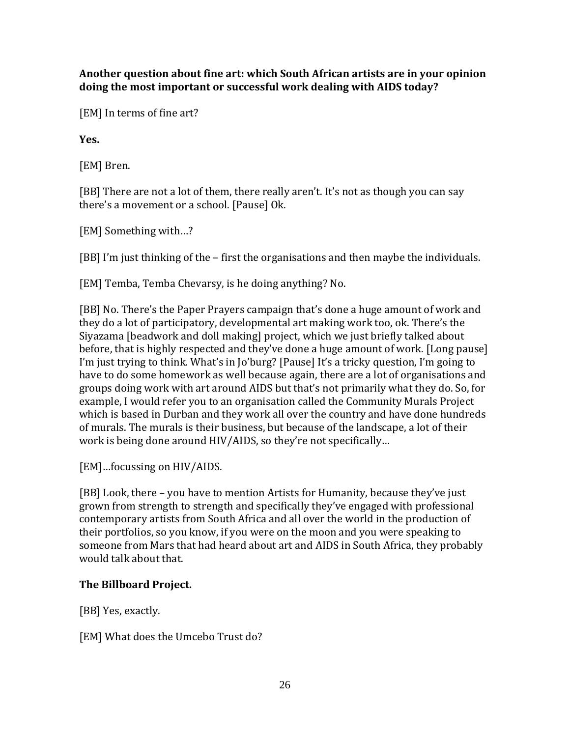**Another question about fine art: which South African artists are in your opinion doing the most important or successful work dealing with AIDS today?**

[EM] In terms of fine art?

**Yes.**

[EM] Bren.

[BB] There are not a lot of them, there really aren't. It's not as though you can say there's a movement or a school. [Pause] Ok.

[EM] Something with…?

[BB] I'm just thinking of the – first the organisations and then maybe the individuals.

[EM] Temba, Temba Chevarsy, is he doing anything? No.

[BB] No. There's the Paper Prayers campaign that's done a huge amount of work and they do a lot of participatory, developmental art making work too, ok. There's the Siyazama [beadwork and doll making] project, which we just briefly talked about before, that is highly respected and they've done a huge amount of work. [Long pause] I'm just trying to think. What's in Jo'burg? [Pause] It's a tricky question, I'm going to have to do some homework as well because again, there are a lot of organisations and groups doing work with art around AIDS but that's not primarily what they do. So, for example, I would refer you to an organisation called the Community Murals Project which is based in Durban and they work all over the country and have done hundreds of murals. The murals is their business, but because of the landscape, a lot of their work is being done around HIV/AIDS, so they're not specifically…

[EM]…focussing on HIV/AIDS.

[BB] Look, there – you have to mention Artists for Humanity, because they've just grown from strength to strength and specifically they've engaged with professional contemporary artists from South Africa and all over the world in the production of their portfolios, so you know, if you were on the moon and you were speaking to someone from Mars that had heard about art and AIDS in South Africa, they probably would talk about that.

**The Billboard Project.**

[BB] Yes, exactly.

[EM] What does the Umcebo Trust do?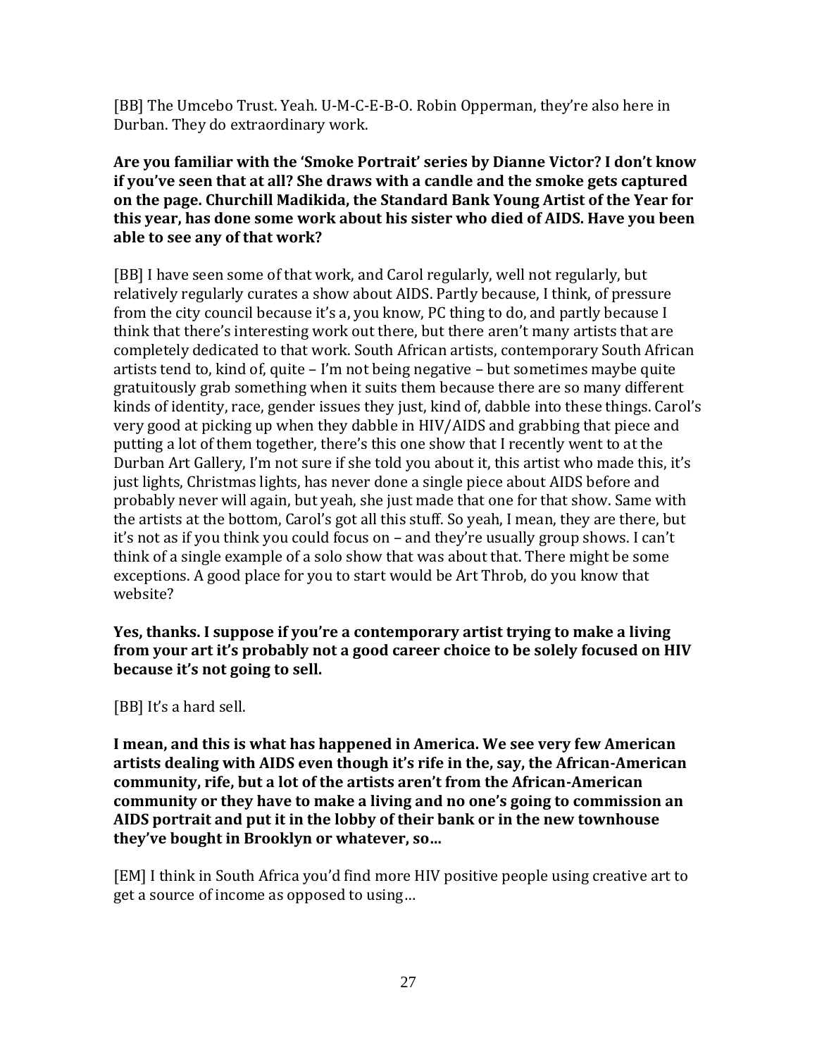[BB] The Umcebo Trust. Yeah. U-M-C-E-B-O. Robin Opperman, they're also here in Durban. They do extraordinary work.

**Are you familiar with the 'Smoke Portrait' series by Dianne Victor? I don't know if you've seen that at all? She draws with a candle and the smoke gets captured on the page. Churchill Madikida, the Standard Bank Young Artist of the Year for this year, has done some work about his sister who died of AIDS. Have you been able to see any of that work?**

[BB] I have seen some of that work, and Carol regularly, well not regularly, but relatively regularly curates a show about AIDS. Partly because, I think, of pressure from the city council because it's a, you know, PC thing to do, and partly because I think that there's interesting work out there, but there aren't many artists that are completely dedicated to that work. South African artists, contemporary South African artists tend to, kind of, quite – I'm not being negative – but sometimes maybe quite gratuitously grab something when it suits them because there are so many different kinds of identity, race, gender issues they just, kind of, dabble into these things. Carol's very good at picking up when they dabble in HIV/AIDS and grabbing that piece and putting a lot of them together, there's this one show that I recently went to at the Durban Art Gallery, I'm not sure if she told you about it, this artist who made this, it's just lights, Christmas lights, has never done a single piece about AIDS before and probably never will again, but yeah, she just made that one for that show. Same with the artists at the bottom, Carol's got all this stuff. So yeah, I mean, they are there, but it's not as if you think you could focus on – and they're usually group shows. I can't think of a single example of a solo show that was about that. There might be some exceptions. A good place for you to start would be Art Throb, do you know that website?

**Yes, thanks. I suppose if you're a contemporary artist trying to make a living from your art it's probably not a good career choice to be solely focused on HIV because it's not going to sell.**

[BB] It's a hard sell.

**I mean, and this is what has happened in America. We see very few American artists dealing with AIDS even though it's rife in the, say, the African-American community, rife, but a lot of the artists aren't from the African-American community or they have to make a living and no one's going to commission an AIDS portrait and put it in the lobby of their bank or in the new townhouse they've bought in Brooklyn or whatever, so…**

[EM] I think in South Africa you'd find more HIV positive people using creative art to get a source of income as opposed to using…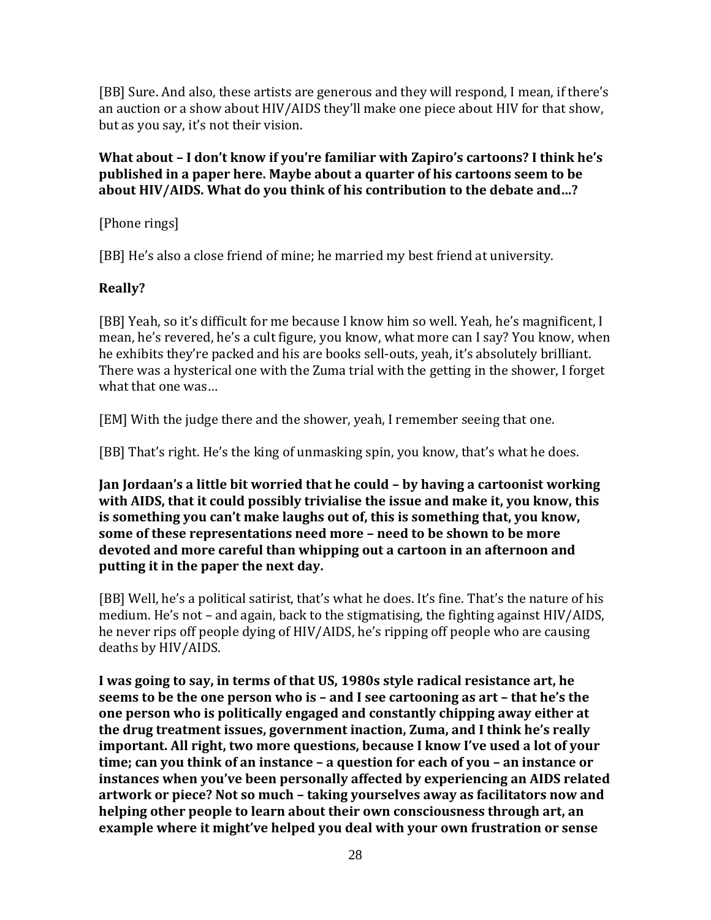[BB] Sure. And also, these artists are generous and they will respond, I mean, if there's an auction or a show about HIV/AIDS they'll make one piece about HIV for that show, but as you say, it's not their vision.

**What about – I don't know if you're familiar with Zapiro's cartoons? I think he's published in a paper here. Maybe about a quarter of his cartoons seem to be about HIV/AIDS. What do you think of his contribution to the debate and…?**

[Phone rings]

[BB] He's also a close friend of mine; he married my best friend at university.

**Really?**

[BB] Yeah, so it's difficult for me because I know him so well. Yeah, he's magnificent, I mean, he's revered, he's a cult figure, you know, what more can I say? You know, when he exhibits they're packed and his are books sell-outs, yeah, it's absolutely brilliant. There was a hysterical one with the Zuma trial with the getting in the shower, I forget what that one was…

[EM] With the judge there and the shower, yeah, I remember seeing that one.

[BB] That's right. He's the king of unmasking spin, you know, that's what he does.

**Jan Jordaan's a little bit worried that he could – by having a cartoonist working with AIDS, that it could possibly trivialise the issue and make it, you know, this is something you can't make laughs out of, this is something that, you know, some of these representations need more – need to be shown to be more devoted and more careful than whipping out a cartoon in an afternoon and putting it in the paper the next day.**

[BB] Well, he's a political satirist, that's what he does. It's fine. That's the nature of his medium. He's not – and again, back to the stigmatising, the fighting against HIV/AIDS, he never rips off people dying of HIV/AIDS, he's ripping off people who are causing deaths by HIV/AIDS.

**I was going to say, in terms of that US, 1980s style radical resistance art, he seems to be the one person who is – and I see cartooning as art – that he's the one person who is politically engaged and constantly chipping away either at the drug treatment issues, government inaction, Zuma, and I think he's really important. All right, two more questions, because I know I've used a lot of your time; can you think of an instance – a question for each of you – an instance or instances when you've been personally affected by experiencing an AIDS related artwork or piece? Not so much – taking yourselves away as facilitators now and helping other people to learn about their own consciousness through art, an example where it might've helped you deal with your own frustration or sense**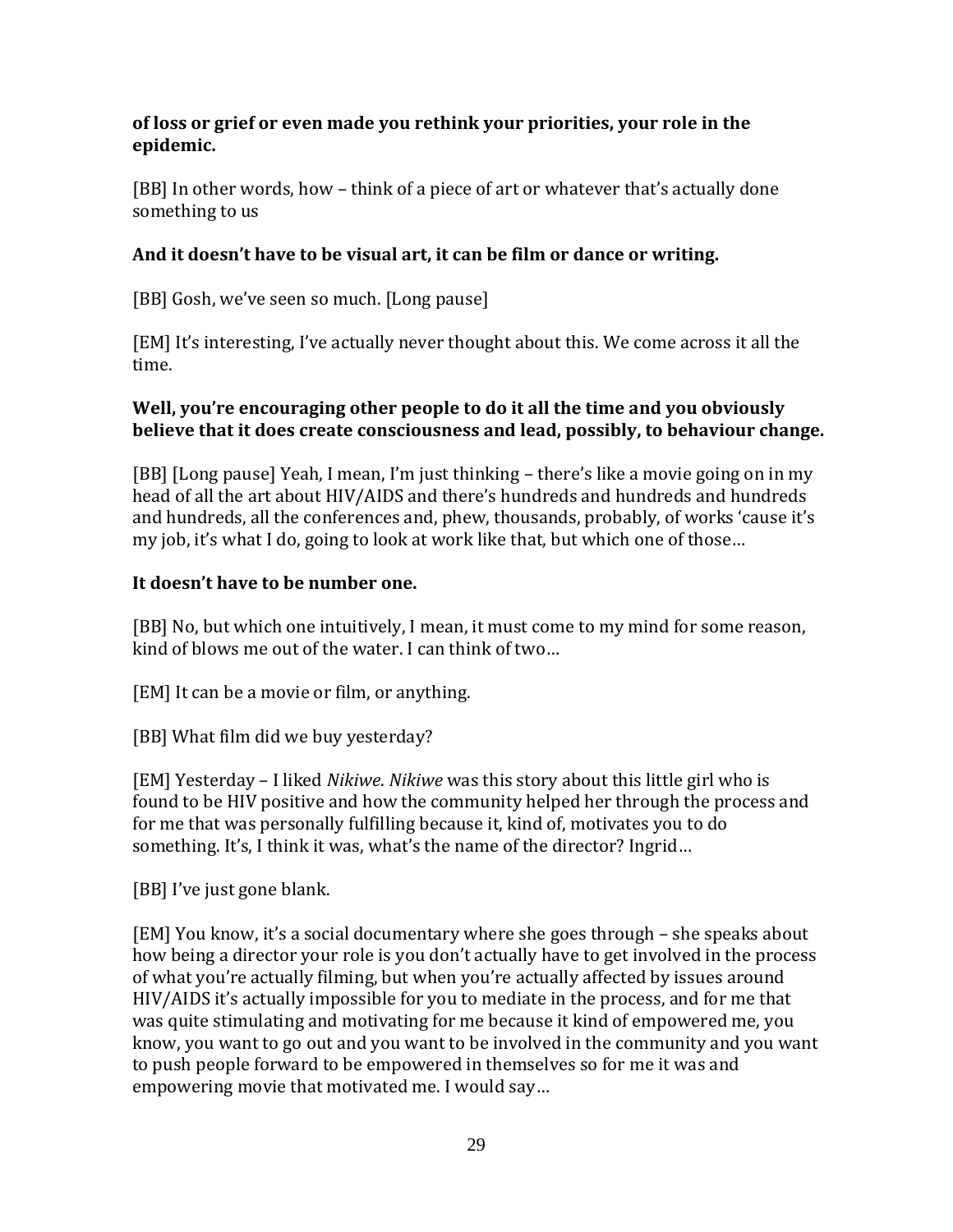**of loss or grief or even made you rethink your priorities, your role in the epidemic.**

[BB] In other words, how – think of a piece of art or whatever that's actually done something to us

**And it doesn't have to be visual art, it can be film or dance or writing.**

[BB] Gosh, we've seen so much. [Long pause]

[EM] It's interesting, I've actually never thought about this. We come across it all the time.

**Well, you're encouraging other people to do it all the time and you obviously believe that it does create consciousness and lead, possibly, to behaviour change.**

[BB] [Long pause] Yeah, I mean, I'm just thinking – there's like a movie going on in my head of all the art about HIV/AIDS and there's hundreds and hundreds and hundreds and hundreds, all the conferences and, phew, thousands, probably, of works 'cause it's my job, it's what I do, going to look at work like that, but which one of those…

**It doesn't have to be number one.**

[BB] No, but which one intuitively, I mean, it must come to my mind for some reason, kind of blows me out of the water. I can think of two…

[EM] It can be a movie or film, or anything.

[BB] What film did we buy yesterday?

[EM] Yesterday – I liked *Nikiwe*. *Nikiwe* was this story about this little girl who is found to be HIV positive and how the community helped her through the process and for me that was personally fulfilling because it, kind of, motivates you to do something. It's, I think it was, what's the name of the director? Ingrid…

[BB] I've just gone blank.

[EM] You know, it's a social documentary where she goes through – she speaks about how being a director your role is you don't actually have to get involved in the process of what you're actually filming, but when you're actually affected by issues around HIV/AIDS it's actually impossible for you to mediate in the process, and for me that was quite stimulating and motivating for me because it kind of empowered me, you know, you want to go out and you want to be involved in the community and you want to push people forward to be empowered in themselves so for me it was and empowering movie that motivated me. I would say…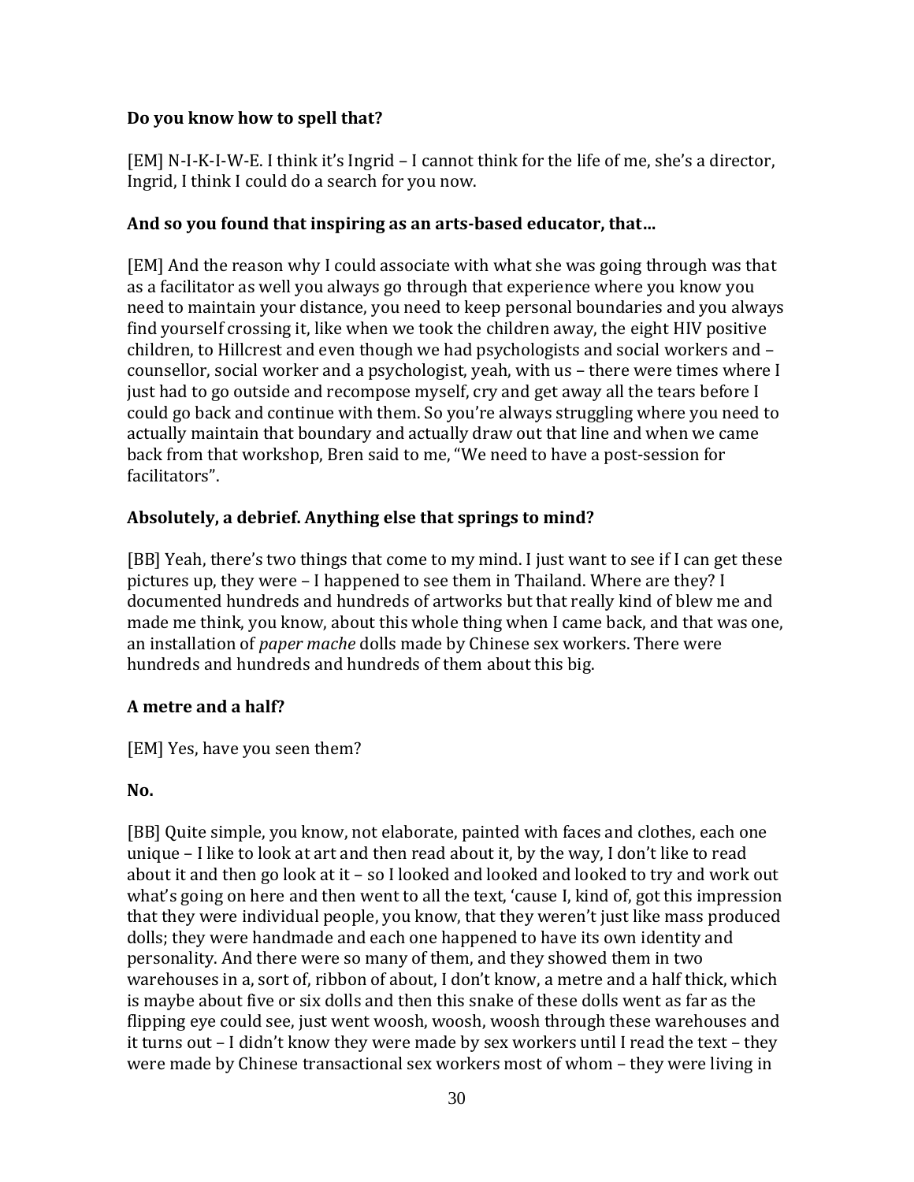**Do you know how to spell that?**

[EM] N-I-K-I-W-E. I think it's Ingrid – I cannot think for the life of me, she's a director, Ingrid, I think I could do a search for you now.

**And so you found that inspiring as an arts-based educator, that…**

[EM] And the reason why I could associate with what she was going through was that as a facilitator as well you always go through that experience where you know you need to maintain your distance, you need to keep personal boundaries and you always find yourself crossing it, like when we took the children away, the eight HIV positive children, to Hillcrest and even though we had psychologists and social workers and – counsellor, social worker and a psychologist, yeah, with us – there were times where I just had to go outside and recompose myself, cry and get away all the tears before I could go back and continue with them. So you're always struggling where you need to actually maintain that boundary and actually draw out that line and when we came back from that workshop, Bren said to me, "We need to have a post-session for facilitators".

**Absolutely, a debrief. Anything else that springs to mind?**

[BB] Yeah, there's two things that come to my mind. I just want to see if I can get these pictures up, they were – I happened to see them in Thailand. Where are they? I documented hundreds and hundreds of artworks but that really kind of blew me and made me think, you know, about this whole thing when I came back, and that was one, an installation of *paper mache* dolls made by Chinese sex workers. There were hundreds and hundreds and hundreds of them about this big.

**A metre and a half?**

[EM] Yes, have you seen them?

**No.**

[BB] Quite simple, you know, not elaborate, painted with faces and clothes, each one unique – I like to look at art and then read about it, by the way, I don't like to read about it and then go look at it – so I looked and looked and looked to try and work out what's going on here and then went to all the text, 'cause I, kind of, got this impression that they were individual people, you know, that they weren't just like mass produced dolls; they were handmade and each one happened to have its own identity and personality. And there were so many of them, and they showed them in two warehouses in a, sort of, ribbon of about, I don't know, a metre and a half thick, which is maybe about five or six dolls and then this snake of these dolls went as far as the flipping eye could see, just went woosh, woosh, woosh through these warehouses and it turns out – I didn't know they were made by sex workers until I read the text – they were made by Chinese transactional sex workers most of whom – they were living in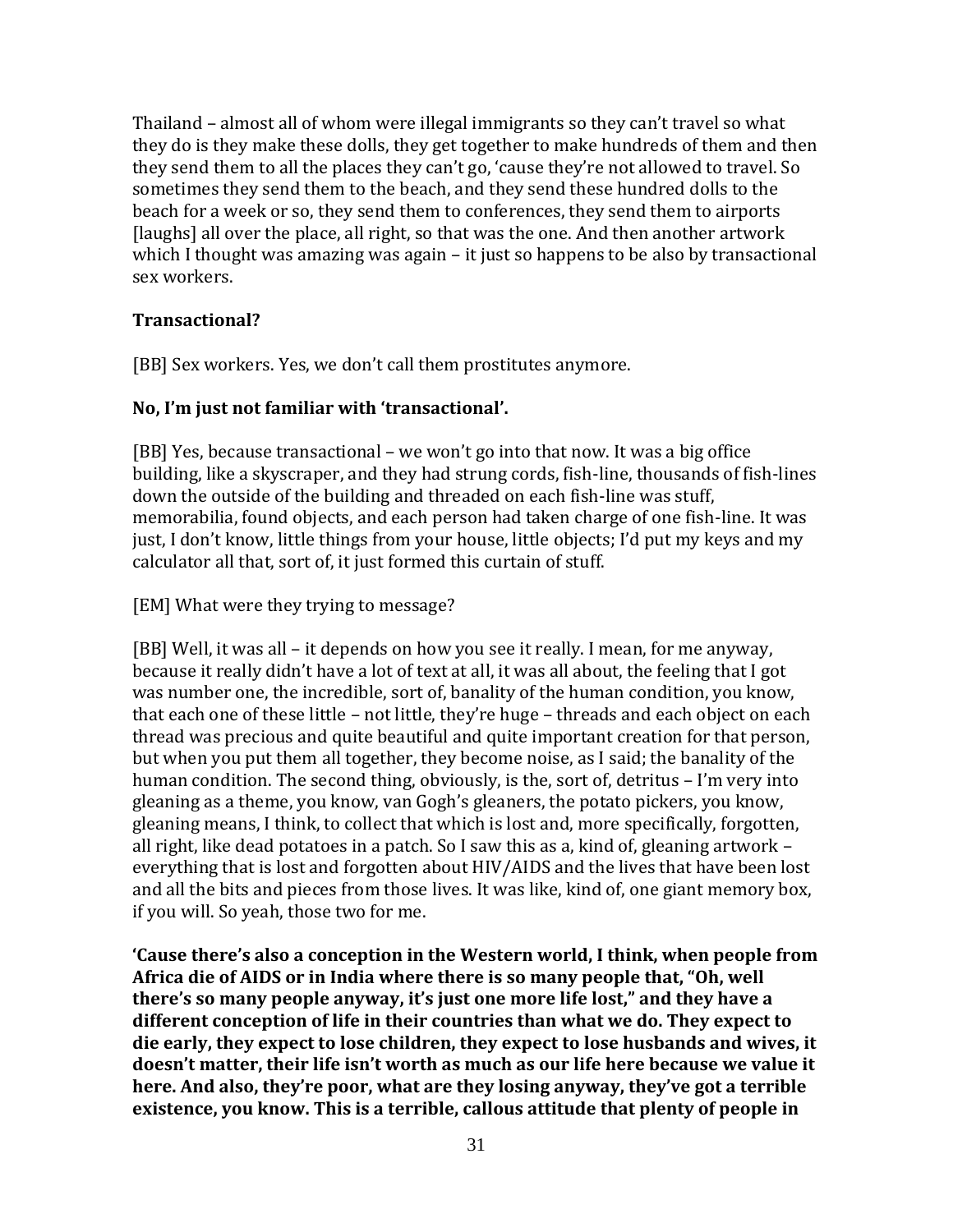Thailand – almost all of whom were illegal immigrants so they can't travel so what they do is they make these dolls, they get together to make hundreds of them and then they send them to all the places they can't go, 'cause they're not allowed to travel. So sometimes they send them to the beach, and they send these hundred dolls to the beach for a week or so, they send them to conferences, they send them to airports [laughs] all over the place, all right, so that was the one. And then another artwork which I thought was amazing was again – it just so happens to be also by transactional sex workers.

**Transactional?**

[BB] Sex workers. Yes, we don't call them prostitutes anymore.

**No, I'm just not familiar with 'transactional'.**

[BB] Yes, because transactional – we won't go into that now. It was a big office building, like a skyscraper, and they had strung cords, fish-line, thousands of fish-lines down the outside of the building and threaded on each fish-line was stuff, memorabilia, found objects, and each person had taken charge of one fish-line. It was just, I don't know, little things from your house, little objects; I'd put my keys and my calculator all that, sort of, it just formed this curtain of stuff.

[EM] What were they trying to message?

[BB] Well, it was all – it depends on how you see it really. I mean, for me anyway, because it really didn't have a lot of text at all, it was all about, the feeling that I got was number one, the incredible, sort of, banality of the human condition, you know, that each one of these little – not little, they're huge – threads and each object on each thread was precious and quite beautiful and quite important creation for that person, but when you put them all together, they become noise, as I said; the banality of the human condition. The second thing, obviously, is the, sort of, detritus – I'm very into gleaning as a theme, you know, van Gogh's gleaners, the potato pickers, you know, gleaning means, I think, to collect that which is lost and, more specifically, forgotten, all right, like dead potatoes in a patch. So I saw this as a, kind of, gleaning artwork – everything that is lost and forgotten about HIV/AIDS and the lives that have been lost and all the bits and pieces from those lives. It was like, kind of, one giant memory box, if you will. So yeah, those two for me.

**'Cause there's also a conception in the Western world, I think, when people from Africa die of AIDS or in India where there is so many people that, "Oh, well there's so many people anyway, it's just one more life lost," and they have a different conception of life in their countries than what we do. They expect to die early, they expect to lose children, they expect to lose husbands and wives, it doesn't matter, their life isn't worth as much as our life here because we value it here. And also, they're poor, what are they losing anyway, they've got a terrible existence, you know. This is a terrible, callous attitude that plenty of people in**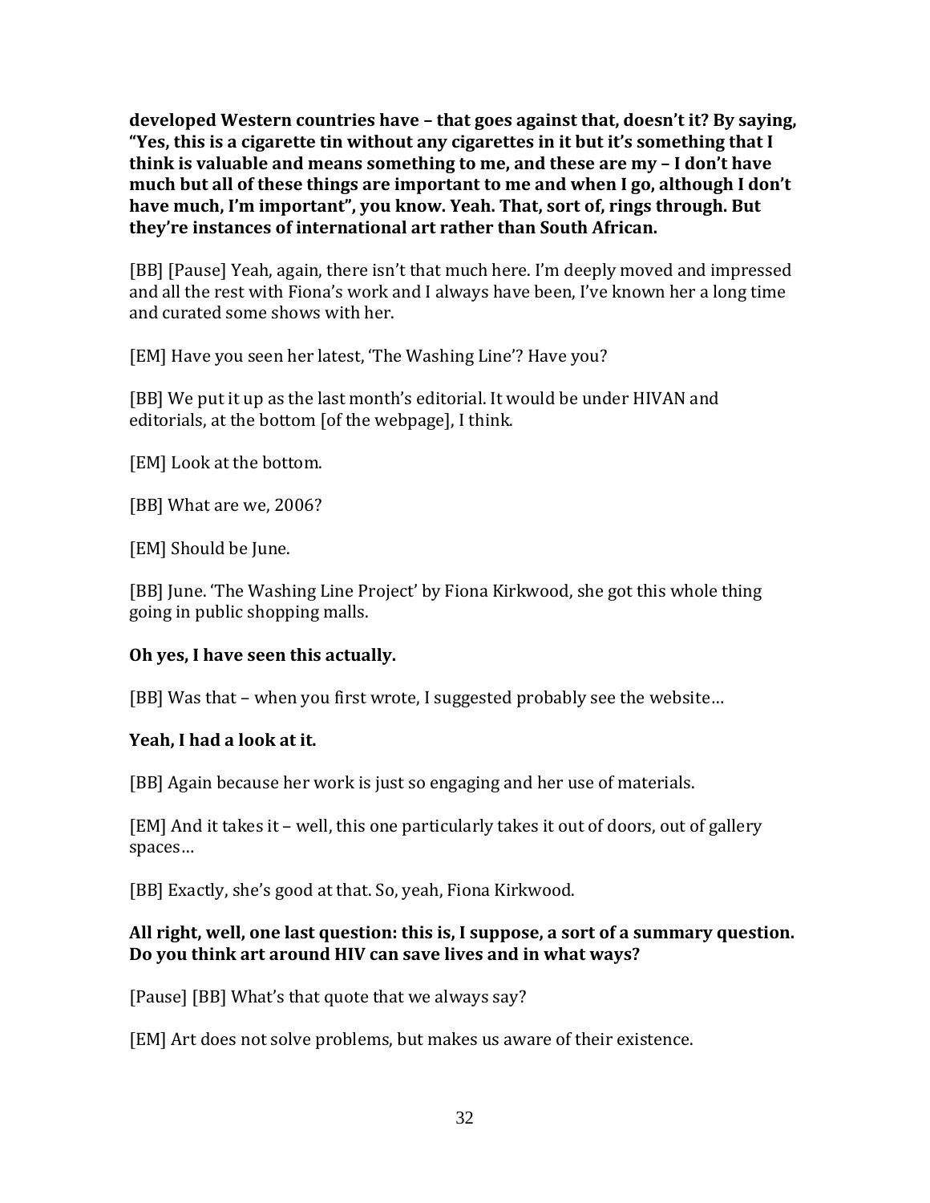**developed Western countries have – that goes against that, doesn't it? By saying, "Yes, this is a cigarette tin without any cigarettes in it but it's something that I think is valuable and means something to me, and these are my – I don't have much but all of these things are important to me and when I go, although I don't have much, I'm important", you know. Yeah. That, sort of, rings through. But they're instances of international art rather than South African.**

[BB] [Pause] Yeah, again, there isn't that much here. I'm deeply moved and impressed and all the rest with Fiona's work and I always have been, I've known her a long time and curated some shows with her.

[EM] Have you seen her latest, 'The Washing Line'? Have you?

[BB] We put it up as the last month's editorial. It would be under HIVAN and editorials, at the bottom [of the webpage], I think.

[EM] Look at the bottom.

[BB] What are we, 2006?

[EM] Should be June.

[BB] June. 'The Washing Line Project' by Fiona Kirkwood, she got this whole thing going in public shopping malls.

**Oh yes, I have seen this actually.**

[BB] Was that – when you first wrote, I suggested probably see the website…

**Yeah, I had a look at it.**

[BB] Again because her work is just so engaging and her use of materials.

[EM] And it takes it – well, this one particularly takes it out of doors, out of gallery spaces…

[BB] Exactly, she's good at that. So, yeah, Fiona Kirkwood.

**All right, well, one last question: this is, I suppose, a sort of a summary question. Do you think art around HIV can save lives and in what ways?**

[Pause] [BB] What's that quote that we always say?

[EM] Art does not solve problems, but makes us aware of their existence.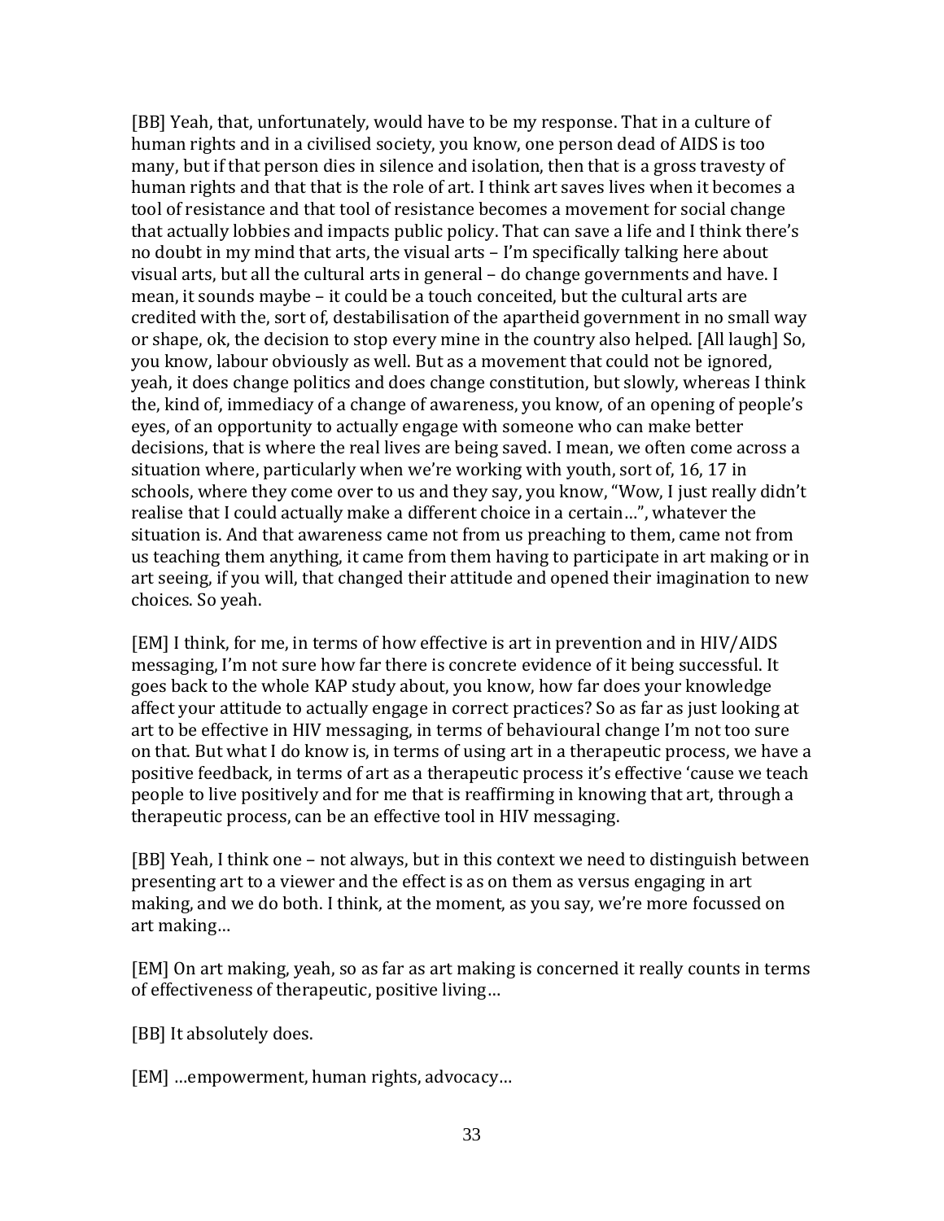[BB] Yeah, that, unfortunately, would have to be my response. That in a culture of human rights and in a civilised society, you know, one person dead of AIDS is too many, but if that person dies in silence and isolation, then that is a gross travesty of human rights and that that is the role of art. I think art saves lives when it becomes a tool of resistance and that tool of resistance becomes a movement for social change that actually lobbies and impacts public policy. That can save a life and I think there's no doubt in my mind that arts, the visual arts – I'm specifically talking here about visual arts, but all the cultural arts in general – do change governments and have. I mean, it sounds maybe – it could be a touch conceited, but the cultural arts are credited with the, sort of, destabilisation of the apartheid government in no small way or shape, ok, the decision to stop every mine in the country also helped. [All laugh] So, you know, labour obviously as well. But as a movement that could not be ignored, yeah, it does change politics and does change constitution, but slowly, whereas I think the, kind of, immediacy of a change of awareness, you know, of an opening of people's eyes, of an opportunity to actually engage with someone who can make better decisions, that is where the real lives are being saved. I mean, we often come across a situation where, particularly when we're working with youth, sort of, 16, 17 in schools, where they come over to us and they say, you know, "Wow, I just really didn't realise that I could actually make a different choice in a certain…", whatever the situation is. And that awareness came not from us preaching to them, came not from us teaching them anything, it came from them having to participate in art making or in art seeing, if you will, that changed their attitude and opened their imagination to new choices. So yeah.

[EM] I think, for me, in terms of how effective is art in prevention and in HIV/AIDS messaging, I'm not sure how far there is concrete evidence of it being successful. It goes back to the whole KAP study about, you know, how far does your knowledge affect your attitude to actually engage in correct practices? So as far as just looking at art to be effective in HIV messaging, in terms of behavioural change I'm not too sure on that. But what I do know is, in terms of using art in a therapeutic process, we have a positive feedback, in terms of art as a therapeutic process it's effective 'cause we teach people to live positively and for me that is reaffirming in knowing that art, through a therapeutic process, can be an effective tool in HIV messaging.

[BB] Yeah, I think one – not always, but in this context we need to distinguish between presenting art to a viewer and the effect is as on them as versus engaging in art making, and we do both. I think, at the moment, as you say, we're more focussed on art making…

[EM] On art making, yeah, so as far as art making is concerned it really counts in terms of effectiveness of therapeutic, positive living…

[BB] It absolutely does.

[EM] …empowerment, human rights, advocacy…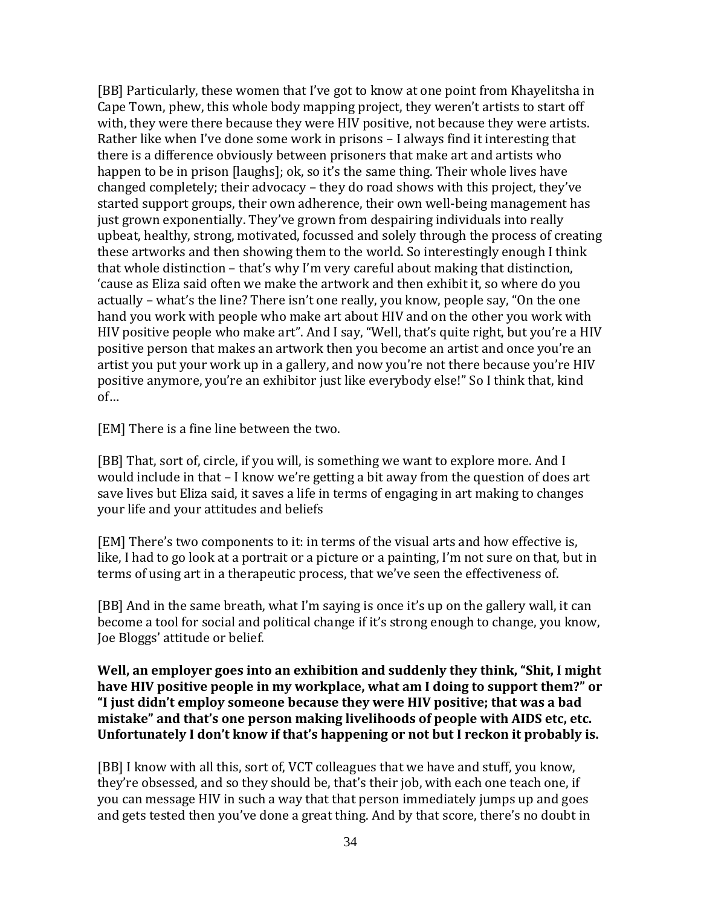[BB] Particularly, these women that I've got to know at one point from Khayelitsha in Cape Town, phew, this whole body mapping project, they weren't artists to start off with, they were there because they were HIV positive, not because they were artists. Rather like when I've done some work in prisons – I always find it interesting that there is a difference obviously between prisoners that make art and artists who happen to be in prison [laughs]; ok, so it's the same thing. Their whole lives have changed completely; their advocacy – they do road shows with this project, they've started support groups, their own adherence, their own well-being management has just grown exponentially. They've grown from despairing individuals into really upbeat, healthy, strong, motivated, focussed and solely through the process of creating these artworks and then showing them to the world. So interestingly enough I think that whole distinction – that's why I'm very careful about making that distinction, 'cause as Eliza said often we make the artwork and then exhibit it, so where do you actually – what's the line? There isn't one really, you know, people say, "On the one hand you work with people who make art about HIV and on the other you work with HIV positive people who make art". And I say, "Well, that's quite right, but you're a HIV positive person that makes an artwork then you become an artist and once you're an artist you put your work up in a gallery, and now you're not there because you're HIV positive anymore, you're an exhibitor just like everybody else!" So I think that, kind of…

[EM] There is a fine line between the two.

[BB] That, sort of, circle, if you will, is something we want to explore more. And I would include in that – I know we're getting a bit away from the question of does art save lives but Eliza said, it saves a life in terms of engaging in art making to changes your life and your attitudes and beliefs

[EM] There's two components to it: in terms of the visual arts and how effective is, like, I had to go look at a portrait or a picture or a painting, I'm not sure on that, but in terms of using art in a therapeutic process, that we've seen the effectiveness of.

[BB] And in the same breath, what I'm saying is once it's up on the gallery wall, it can become a tool for social and political change if it's strong enough to change, you know, Joe Bloggs' attitude or belief.

**Well, an employer goes into an exhibition and suddenly they think, "Shit, I might have HIV positive people in my workplace, what am I doing to support them?" or "I just didn't employ someone because they were HIV positive; that was a bad mistake" and that's one person making livelihoods of people with AIDS etc, etc. Unfortunately I don't know if that's happening or not but I reckon it probably is.**

[BB] I know with all this, sort of, VCT colleagues that we have and stuff, you know, they're obsessed, and so they should be, that's their job, with each one teach one, if you can message HIV in such a way that that person immediately jumps up and goes and gets tested then you've done a great thing. And by that score, there's no doubt in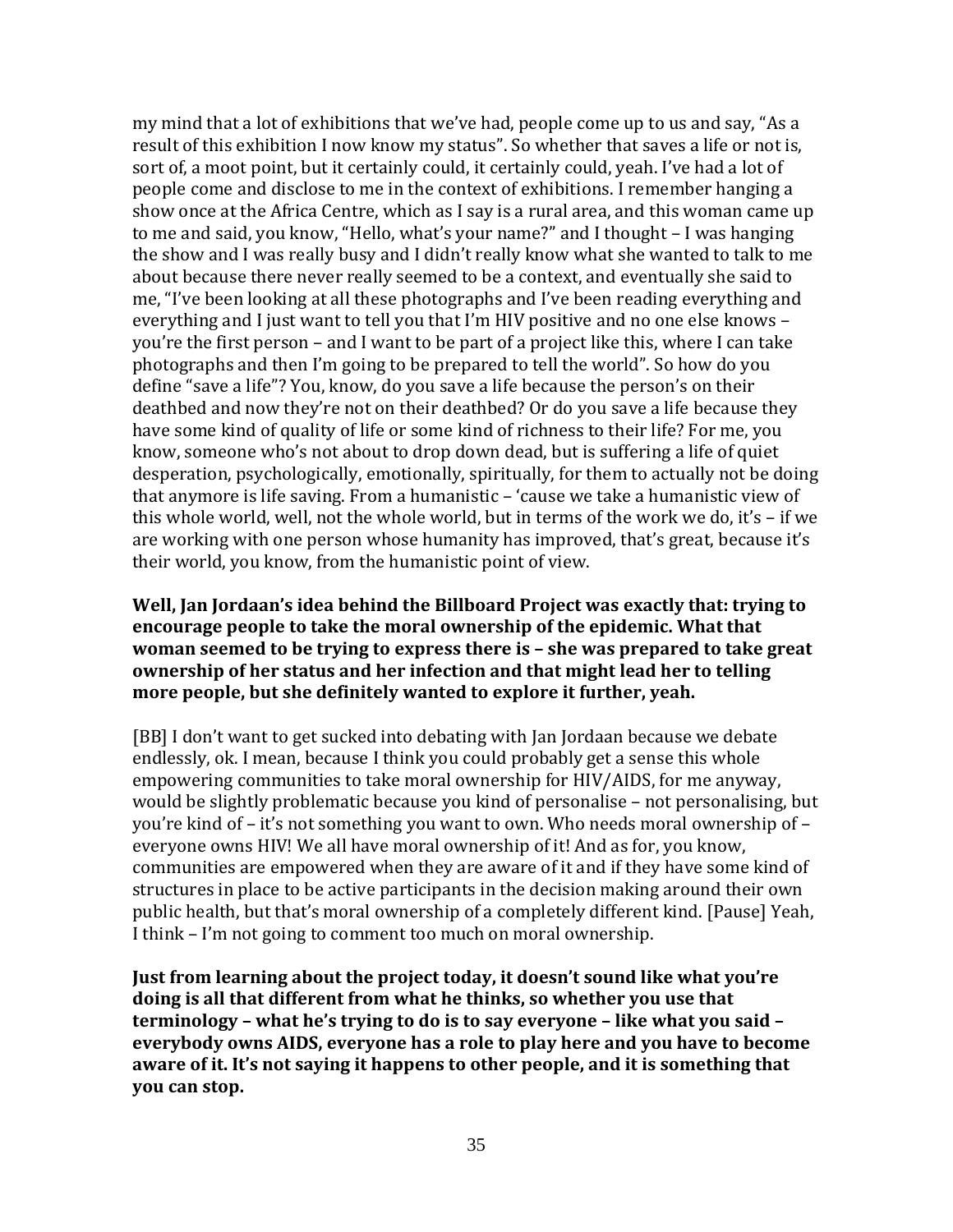my mind that a lot of exhibitions that we've had, people come up to us and say, "As a result of this exhibition I now know my status". So whether that saves a life or not is, sort of, a moot point, but it certainly could, it certainly could, yeah. I've had a lot of people come and disclose to me in the context of exhibitions. I remember hanging a show once at the Africa Centre, which as I say is a rural area, and this woman came up to me and said, you know, "Hello, what's your name?" and I thought – I was hanging the show and I was really busy and I didn't really know what she wanted to talk to me about because there never really seemed to be a context, and eventually she said to me, "I've been looking at all these photographs and I've been reading everything and everything and I just want to tell you that I'm HIV positive and no one else knows – you're the first person – and I want to be part of a project like this, where I can take photographs and then I'm going to be prepared to tell the world". So how do you define "save a life"? You, know, do you save a life because the person's on their deathbed and now they're not on their deathbed? Or do you save a life because they have some kind of quality of life or some kind of richness to their life? For me, you know, someone who's not about to drop down dead, but is suffering a life of quiet desperation, psychologically, emotionally, spiritually, for them to actually not be doing that anymore is life saving. From a humanistic – 'cause we take a humanistic view of this whole world, well, not the whole world, but in terms of the work we do, it's – if we are working with one person whose humanity has improved, that's great, because it's their world, you know, from the humanistic point of view.

**Well, Jan Jordaan's idea behind the Billboard Project was exactly that: trying to encourage people to take the moral ownership of the epidemic. What that woman seemed to be trying to express there is – she was prepared to take great ownership of her status and her infection and that might lead her to telling more people, but she definitely wanted to explore it further, yeah.**

[BB] I don't want to get sucked into debating with Jan Jordaan because we debate endlessly, ok. I mean, because I think you could probably get a sense this whole empowering communities to take moral ownership for HIV/AIDS, for me anyway, would be slightly problematic because you kind of personalise – not personalising, but you're kind of – it's not something you want to own. Who needs moral ownership of – everyone owns HIV! We all have moral ownership of it! And as for, you know, communities are empowered when they are aware of it and if they have some kind of structures in place to be active participants in the decision making around their own public health, but that's moral ownership of a completely different kind. [Pause] Yeah, I think – I'm not going to comment too much on moral ownership.

**Just from learning about the project today, it doesn't sound like what you're doing is all that different from what he thinks, so whether you use that terminology – what he's trying to do is to say everyone – like what you said – everybody owns AIDS, everyone has a role to play here and you have to become aware of it. It's not saying it happens to other people, and it is something that you can stop.**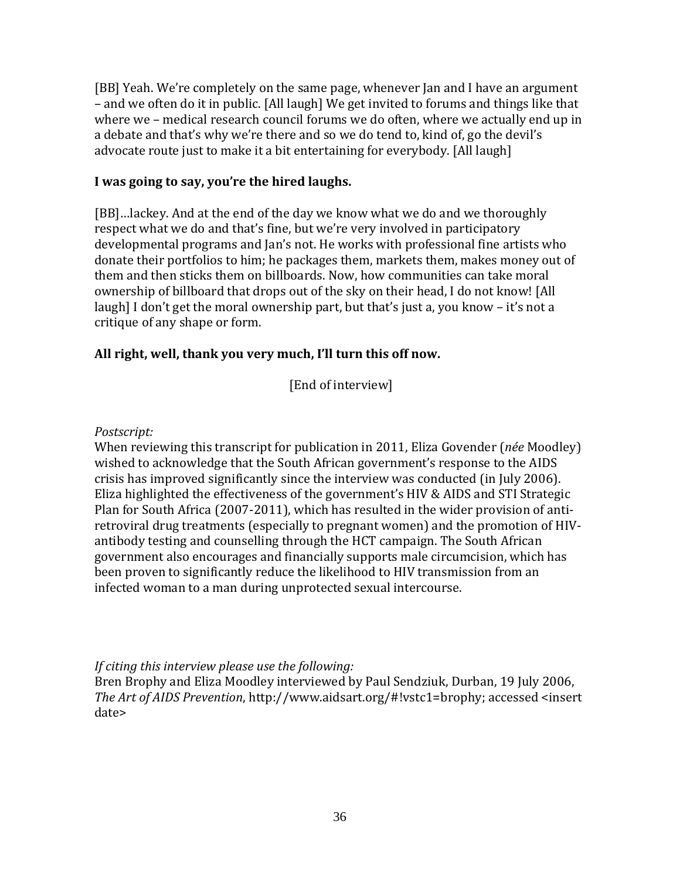[BB] Yeah. We're completely on the same page, whenever Jan and I have an argument – and we often do it in public. [All laugh] We get invited to forums and things like that where we – medical research council forums we do often, where we actually end up in a debate and that's why we're there and so we do tend to, kind of, go the devil's advocate route just to make it a bit entertaining for everybody. [All laugh]

**I was going to say, you're the hired laughs.**

[BB]…lackey. And at the end of the day we know what we do and we thoroughly respect what we do and that's fine, but we're very involved in participatory developmental programs and Jan's not. He works with professional fine artists who donate their portfolios to him; he packages them, markets them, makes money out of them and then sticks them on billboards. Now, how communities can take moral ownership of billboard that drops out of the sky on their head, I do not know! [All laugh] I don't get the moral ownership part, but that's just a, you know – it's not a critique of any shape or form.

**All right, well, thank you very much, I'll turn this off now.**

[End of interview]

*Postscript:*
When reviewing this transcript for publication in 2011, Eliza Govender (*née* Moodley) wished to acknowledge that the South African government's response to the AIDS crisis has improved significantly since the interview was conducted (in July 2006). Eliza highlighted the effectiveness of the government's HIV & AIDS and STI Strategic Plan for South Africa (2007-2011), which has resulted in the wider provision of anti-retroviral drug treatments (especially to pregnant women) and the promotion of HIV-antibody testing and counselling through the HCT campaign. The South African government also encourages and financially supports male circumcision, which has been proven to significantly reduce the likelihood to HIV transmission from an infected woman to a man during unprotected sexual intercourse.

*If citing this interview please use the following:*
Bren Brophy and Eliza Moodley interviewed by Paul Sendziuk, Durban, 19 July 2006, *The Art of AIDS Prevention*, http://www.aidsart.org/#!vstc1=brophy; accessed <insert date>